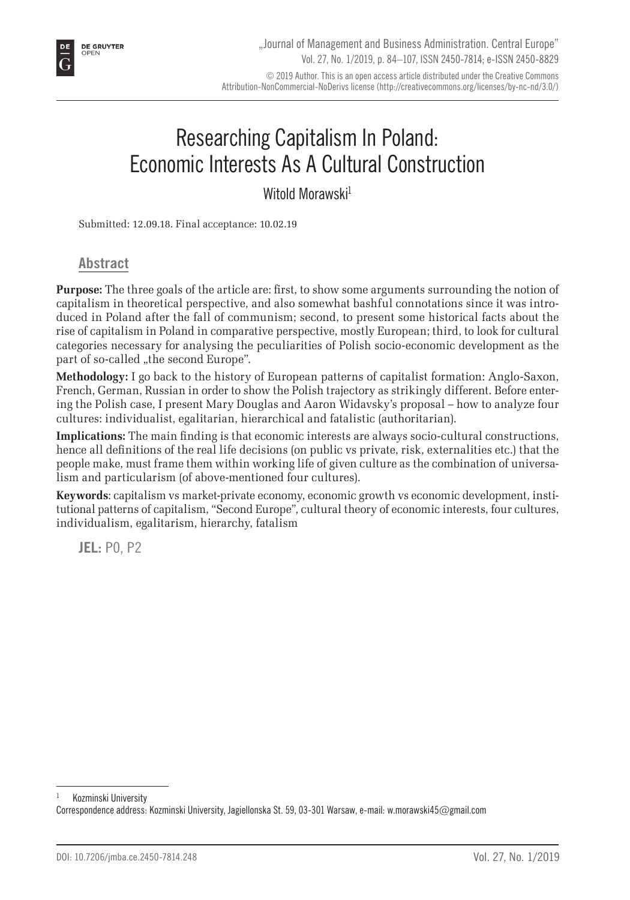# Researching Capitalism In Poland: Economic Interests As A Cultural Construction

Witold Morawski[1]

Submitted: 12.09.18. Final acceptance: 10.02.19

## Abstract

**Purpose:** The three goals of the article are: first, to show some arguments surrounding the notion of capitalism in theoretical perspective, and also somewhat bashful connotations since it was introduced in Poland after the fall of communism; second, to present some historical facts about the rise of capitalism in Poland in comparative perspective, mostly European; third, to look for cultural categories necessary for analysing the peculiarities of Polish socio-economic development as the part of so-called „the second Europe".

**Methodology:** I go back to the history of European patterns of capitalist formation: Anglo-Saxon, French, German, Russian in order to show the Polish trajectory as strikingly different. Before entering the Polish case, I present Mary Douglas and Aaron Widavsky's proposal – how to analyze four cultures: individualist, egalitarian, hierarchical and fatalistic (authoritarian).

**Implications:** The main finding is that economic interests are always socio-cultural constructions, hence all definitions of the real life decisions (on public vs private, risk, externalities etc.) that the people make, must frame them within working life of given culture as the combination of universalism and particularism (of above-mentioned four cultures).

**Keywords**: capitalism vs market-private economy, economic growth vs economic development, institutional patterns of capitalism, "Second Europe", cultural theory of economic interests, four cultures, individualism, egalitarism, hierarchy, fatalism

**JEL:** P0, P2

---

[1] Kozminski University
Correspondence address: Kozminski University, Jagiellonska St. 59, 03-301 Warsaw, e-mail: w.morawski45@gmail.com

DOI: 10.7206/jmba.ce.2450-7814.248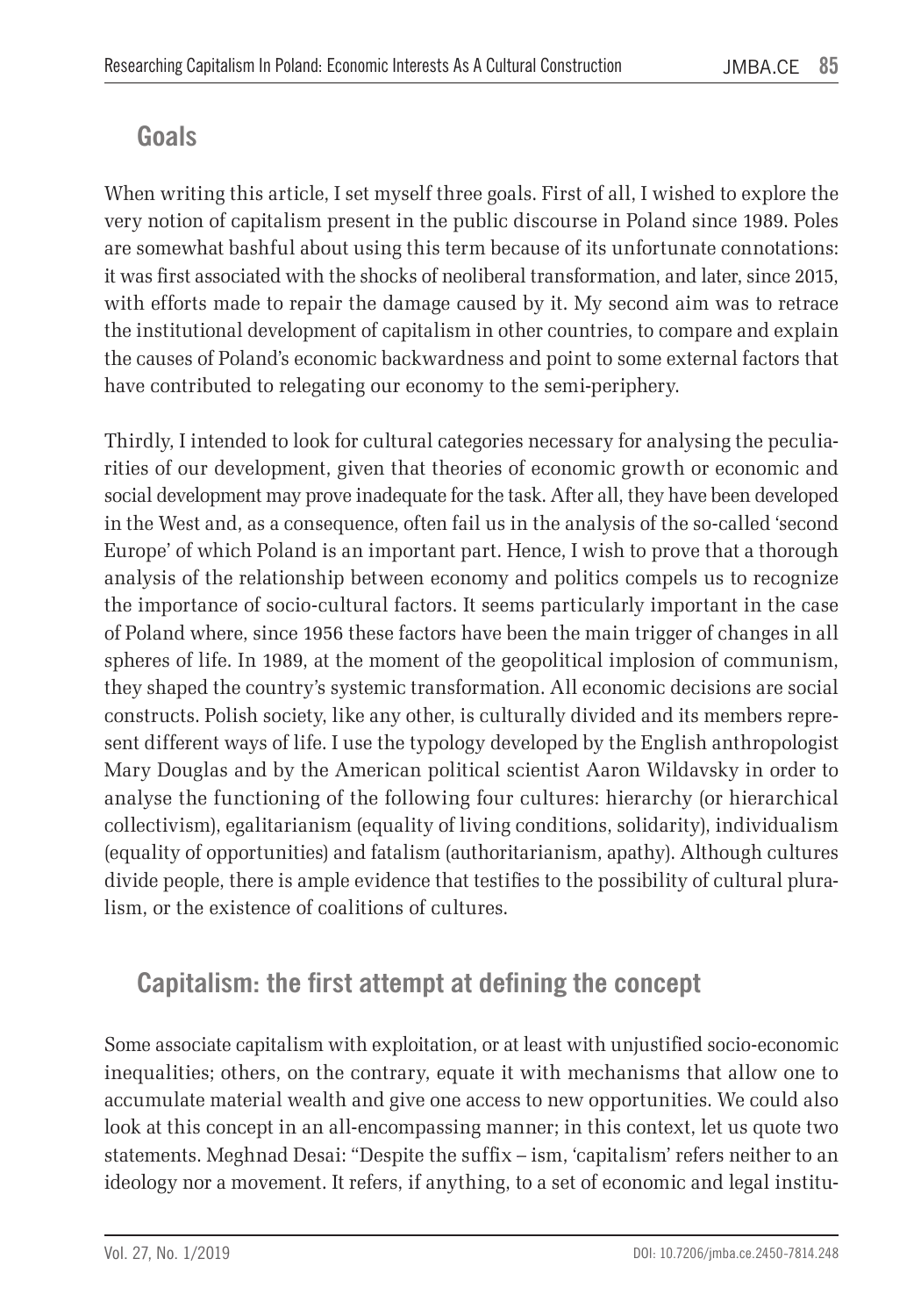## Goals

When writing this article, I set myself three goals. First of all, I wished to explore the very notion of capitalism present in the public discourse in Poland since 1989. Poles are somewhat bashful about using this term because of its unfortunate connotations: it was first associated with the shocks of neoliberal transformation, and later, since 2015, with efforts made to repair the damage caused by it. My second aim was to retrace the institutional development of capitalism in other countries, to compare and explain the causes of Poland's economic backwardness and point to some external factors that have contributed to relegating our economy to the semi-periphery.

Thirdly, I intended to look for cultural categories necessary for analysing the peculiarities of our development, given that theories of economic growth or economic and social development may prove inadequate for the task. After all, they have been developed in the West and, as a consequence, often fail us in the analysis of the so-called 'second Europe' of which Poland is an important part. Hence, I wish to prove that a thorough analysis of the relationship between economy and politics compels us to recognize the importance of socio-cultural factors. It seems particularly important in the case of Poland where, since 1956 these factors have been the main trigger of changes in all spheres of life. In 1989, at the moment of the geopolitical implosion of communism, they shaped the country's systemic transformation. All economic decisions are social constructs. Polish society, like any other, is culturally divided and its members represent different ways of life. I use the typology developed by the English anthropologist Mary Douglas and by the American political scientist Aaron Wildavsky in order to analyse the functioning of the following four cultures: hierarchy (or hierarchical collectivism), egalitarianism (equality of living conditions, solidarity), individualism (equality of opportunities) and fatalism (authoritarianism, apathy). Although cultures divide people, there is ample evidence that testifies to the possibility of cultural pluralism, or the existence of coalitions of cultures.

## Capitalism: the first attempt at defining the concept

Some associate capitalism with exploitation, or at least with unjustified socio-economic inequalities; others, on the contrary, equate it with mechanisms that allow one to accumulate material wealth and give one access to new opportunities. We could also look at this concept in an all-encompassing manner; in this context, let us quote two statements. Meghnad Desai: "Despite the suffix – ism, 'capitalism' refers neither to an ideology nor a movement. It refers, if anything, to a set of economic and legal institu-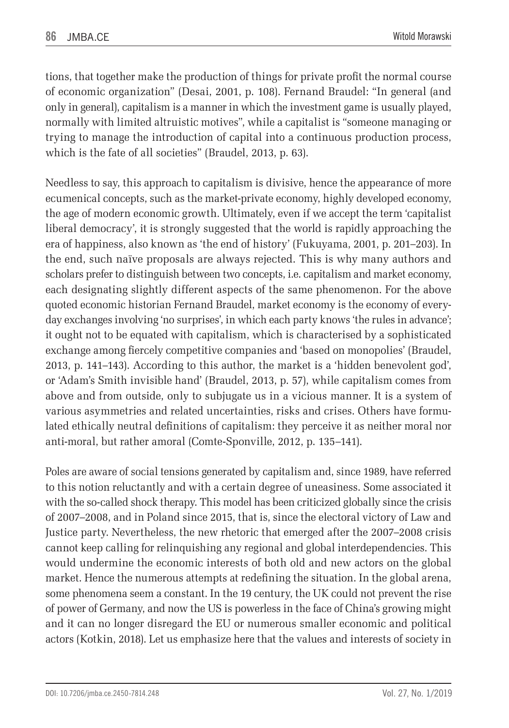tions, that together make the production of things for private profit the normal course of economic organization" (Desai, 2001, p. 108). Fernand Braudel: "In general (and only in general), capitalism is a manner in which the investment game is usually played, normally with limited altruistic motives", while a capitalist is "someone managing or trying to manage the introduction of capital into a continuous production process, which is the fate of all societies" (Braudel, 2013, p. 63).

Needless to say, this approach to capitalism is divisive, hence the appearance of more ecumenical concepts, such as the market-private economy, highly developed economy, the age of modern economic growth. Ultimately, even if we accept the term 'capitalist liberal democracy', it is strongly suggested that the world is rapidly approaching the era of happiness, also known as 'the end of history' (Fukuyama, 2001, p. 201–203). In the end, such naïve proposals are always rejected. This is why many authors and scholars prefer to distinguish between two concepts, i.e. capitalism and market economy, each designating slightly different aspects of the same phenomenon. For the above quoted economic historian Fernand Braudel, market economy is the economy of everyday exchanges involving 'no surprises', in which each party knows 'the rules in advance'; it ought not to be equated with capitalism, which is characterised by a sophisticated exchange among fiercely competitive companies and 'based on monopolies' (Braudel, 2013, p. 141–143). According to this author, the market is a 'hidden benevolent god', or 'Adam's Smith invisible hand' (Braudel, 2013, p. 57), while capitalism comes from above and from outside, only to subjugate us in a vicious manner. It is a system of various asymmetries and related uncertainties, risks and crises. Others have formulated ethically neutral definitions of capitalism: they perceive it as neither moral nor anti-moral, but rather amoral (Comte-Sponville, 2012, p. 135–141).

Poles are aware of social tensions generated by capitalism and, since 1989, have referred to this notion reluctantly and with a certain degree of uneasiness. Some associated it with the so-called shock therapy. This model has been criticized globally since the crisis of 2007–2008, and in Poland since 2015, that is, since the electoral victory of Law and Justice party. Nevertheless, the new rhetoric that emerged after the 2007–2008 crisis cannot keep calling for relinquishing any regional and global interdependencies. This would undermine the economic interests of both old and new actors on the global market. Hence the numerous attempts at redefining the situation. In the global arena, some phenomena seem a constant. In the 19 century, the UK could not prevent the rise of power of Germany, and now the US is powerless in the face of China's growing might and it can no longer disregard the EU or numerous smaller economic and political actors (Kotkin, 2018). Let us emphasize here that the values and interests of society in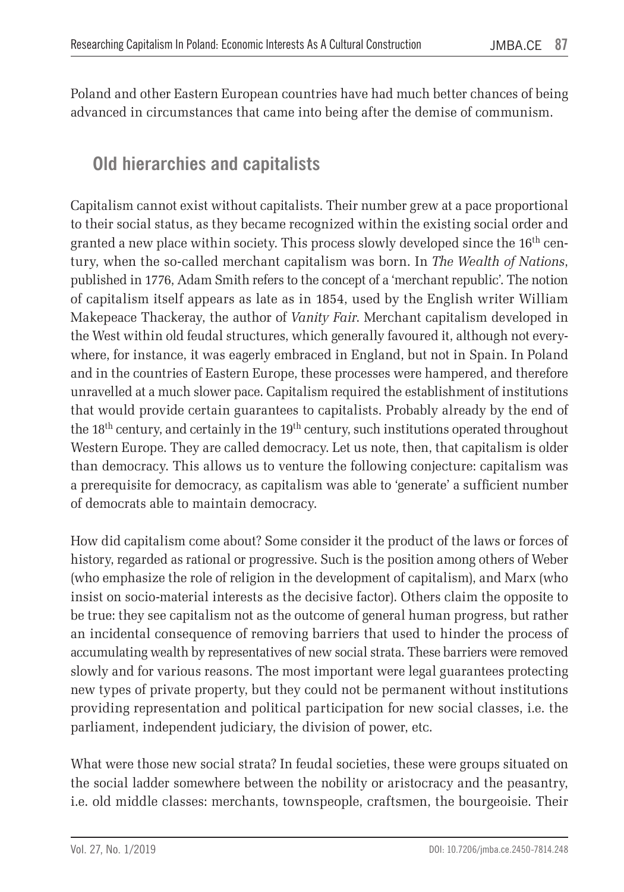Poland and other Eastern European countries have had much better chances of being advanced in circumstances that came into being after the demise of communism.

## Old hierarchies and capitalists

Capitalism cannot exist without capitalists. Their number grew at a pace proportional to their social status, as they became recognized within the existing social order and granted a new place within society. This process slowly developed since the 16th century, when the so-called merchant capitalism was born. In *The Wealth of Nations*, published in 1776, Adam Smith refers to the concept of a 'merchant republic'. The notion of capitalism itself appears as late as in 1854, used by the English writer William Makepeace Thackeray, the author of *Vanity Fair*. Merchant capitalism developed in the West within old feudal structures, which generally favoured it, although not everywhere, for instance, it was eagerly embraced in England, but not in Spain. In Poland and in the countries of Eastern Europe, these processes were hampered, and therefore unravelled at a much slower pace. Capitalism required the establishment of institutions that would provide certain guarantees to capitalists. Probably already by the end of the 18th century, and certainly in the 19th century, such institutions operated throughout Western Europe. They are called democracy. Let us note, then, that capitalism is older than democracy. This allows us to venture the following conjecture: capitalism was a prerequisite for democracy, as capitalism was able to 'generate' a sufficient number of democrats able to maintain democracy.

How did capitalism come about? Some consider it the product of the laws or forces of history, regarded as rational or progressive. Such is the position among others of Weber (who emphasize the role of religion in the development of capitalism), and Marx (who insist on socio-material interests as the decisive factor). Others claim the opposite to be true: they see capitalism not as the outcome of general human progress, but rather an incidental consequence of removing barriers that used to hinder the process of accumulating wealth by representatives of new social strata. These barriers were removed slowly and for various reasons. The most important were legal guarantees protecting new types of private property, but they could not be permanent without institutions providing representation and political participation for new social classes, i.e. the parliament, independent judiciary, the division of power, etc.

What were those new social strata? In feudal societies, these were groups situated on the social ladder somewhere between the nobility or aristocracy and the peasantry, i.e. old middle classes: merchants, townspeople, craftsmen, the bourgeoisie. Their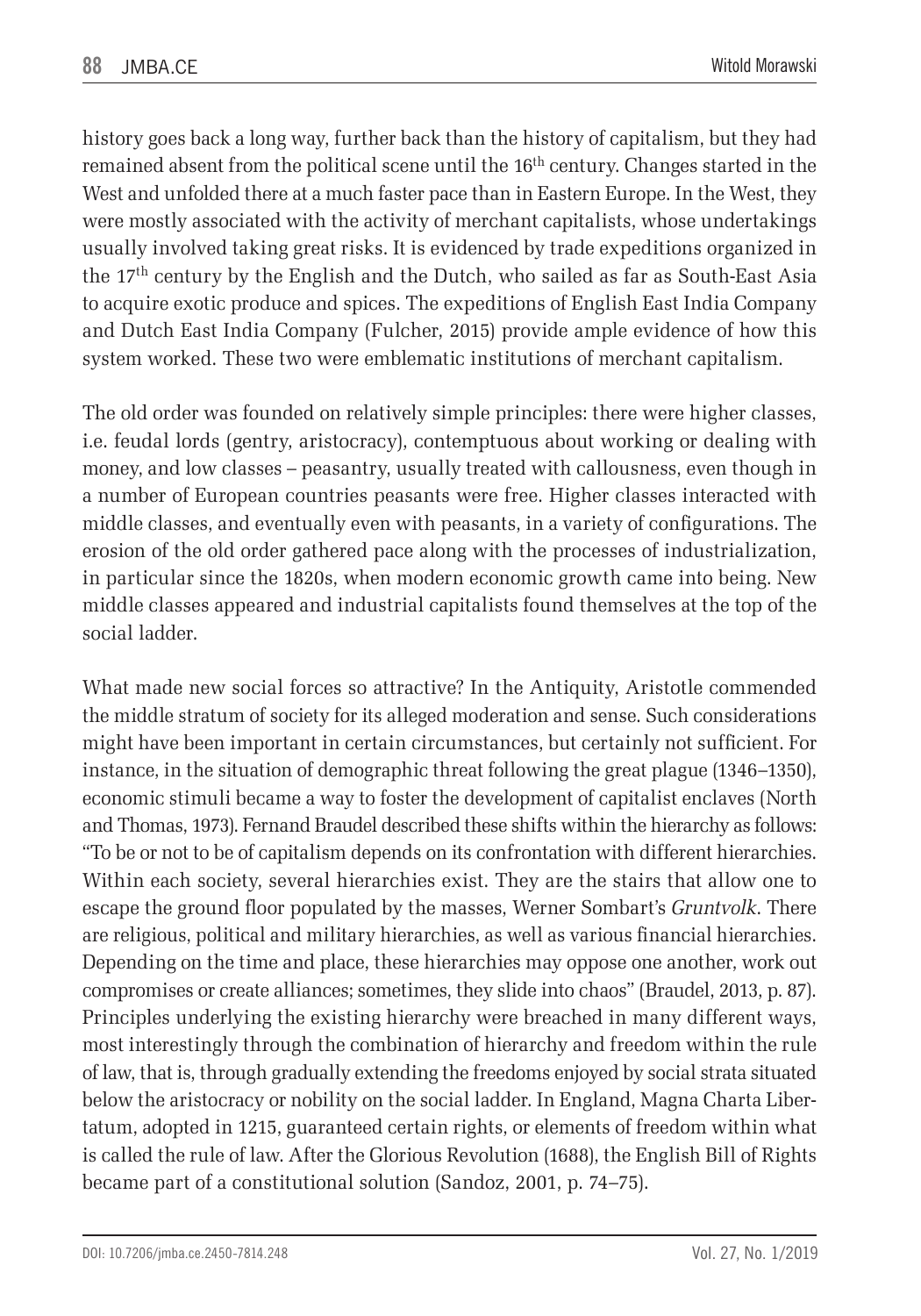history goes back a long way, further back than the history of capitalism, but they had remained absent from the political scene until the 16th century. Changes started in the West and unfolded there at a much faster pace than in Eastern Europe. In the West, they were mostly associated with the activity of merchant capitalists, whose undertakings usually involved taking great risks. It is evidenced by trade expeditions organized in the 17th century by the English and the Dutch, who sailed as far as South-East Asia to acquire exotic produce and spices. The expeditions of English East India Company and Dutch East India Company (Fulcher, 2015) provide ample evidence of how this system worked. These two were emblematic institutions of merchant capitalism.

The old order was founded on relatively simple principles: there were higher classes, i.e. feudal lords (gentry, aristocracy), contemptuous about working or dealing with money, and low classes – peasantry, usually treated with callousness, even though in a number of European countries peasants were free. Higher classes interacted with middle classes, and eventually even with peasants, in a variety of configurations. The erosion of the old order gathered pace along with the processes of industrialization, in particular since the 1820s, when modern economic growth came into being. New middle classes appeared and industrial capitalists found themselves at the top of the social ladder.

What made new social forces so attractive? In the Antiquity, Aristotle commended the middle stratum of society for its alleged moderation and sense. Such considerations might have been important in certain circumstances, but certainly not sufficient. For instance, in the situation of demographic threat following the great plague (1346–1350), economic stimuli became a way to foster the development of capitalist enclaves (North and Thomas, 1973). Fernand Braudel described these shifts within the hierarchy as follows: "To be or not to be of capitalism depends on its confrontation with different hierarchies. Within each society, several hierarchies exist. They are the stairs that allow one to escape the ground floor populated by the masses, Werner Sombart's *Gruntvolk*. There are religious, political and military hierarchies, as well as various financial hierarchies. Depending on the time and place, these hierarchies may oppose one another, work out compromises or create alliances; sometimes, they slide into chaos" (Braudel, 2013, p. 87). Principles underlying the existing hierarchy were breached in many different ways, most interestingly through the combination of hierarchy and freedom within the rule of law, that is, through gradually extending the freedoms enjoyed by social strata situated below the aristocracy or nobility on the social ladder. In England, Magna Charta Libertatum, adopted in 1215, guaranteed certain rights, or elements of freedom within what is called the rule of law. After the Glorious Revolution (1688), the English Bill of Rights became part of a constitutional solution (Sandoz, 2001, p. 74–75).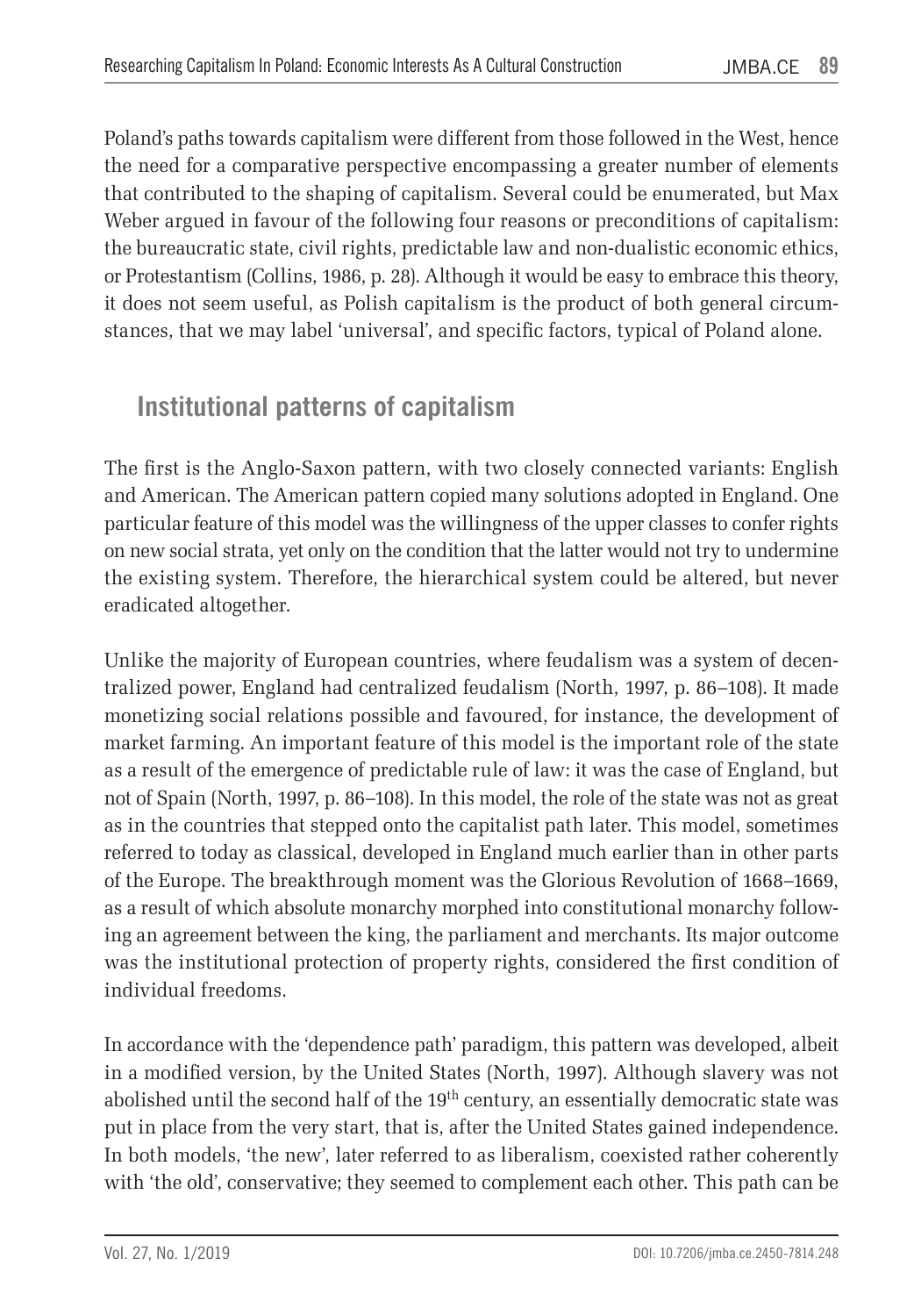Poland's paths towards capitalism were different from those followed in the West, hence the need for a comparative perspective encompassing a greater number of elements that contributed to the shaping of capitalism. Several could be enumerated, but Max Weber argued in favour of the following four reasons or preconditions of capitalism: the bureaucratic state, civil rights, predictable law and non-dualistic economic ethics, or Protestantism (Collins, 1986, p. 28). Although it would be easy to embrace this theory, it does not seem useful, as Polish capitalism is the product of both general circumstances, that we may label 'universal', and specific factors, typical of Poland alone.

## Institutional patterns of capitalism

The first is the Anglo-Saxon pattern, with two closely connected variants: English and American. The American pattern copied many solutions adopted in England. One particular feature of this model was the willingness of the upper classes to confer rights on new social strata, yet only on the condition that the latter would not try to undermine the existing system. Therefore, the hierarchical system could be altered, but never eradicated altogether.

Unlike the majority of European countries, where feudalism was a system of decentralized power, England had centralized feudalism (North, 1997, p. 86–108). It made monetizing social relations possible and favoured, for instance, the development of market farming. An important feature of this model is the important role of the state as a result of the emergence of predictable rule of law: it was the case of England, but not of Spain (North, 1997, p. 86–108). In this model, the role of the state was not as great as in the countries that stepped onto the capitalist path later. This model, sometimes referred to today as classical, developed in England much earlier than in other parts of the Europe. The breakthrough moment was the Glorious Revolution of 1668–1669, as a result of which absolute monarchy morphed into constitutional monarchy following an agreement between the king, the parliament and merchants. Its major outcome was the institutional protection of property rights, considered the first condition of individual freedoms.

In accordance with the 'dependence path' paradigm, this pattern was developed, albeit in a modified version, by the United States (North, 1997). Although slavery was not abolished until the second half of the 19th century, an essentially democratic state was put in place from the very start, that is, after the United States gained independence. In both models, 'the new', later referred to as liberalism, coexisted rather coherently with 'the old', conservative; they seemed to complement each other. This path can be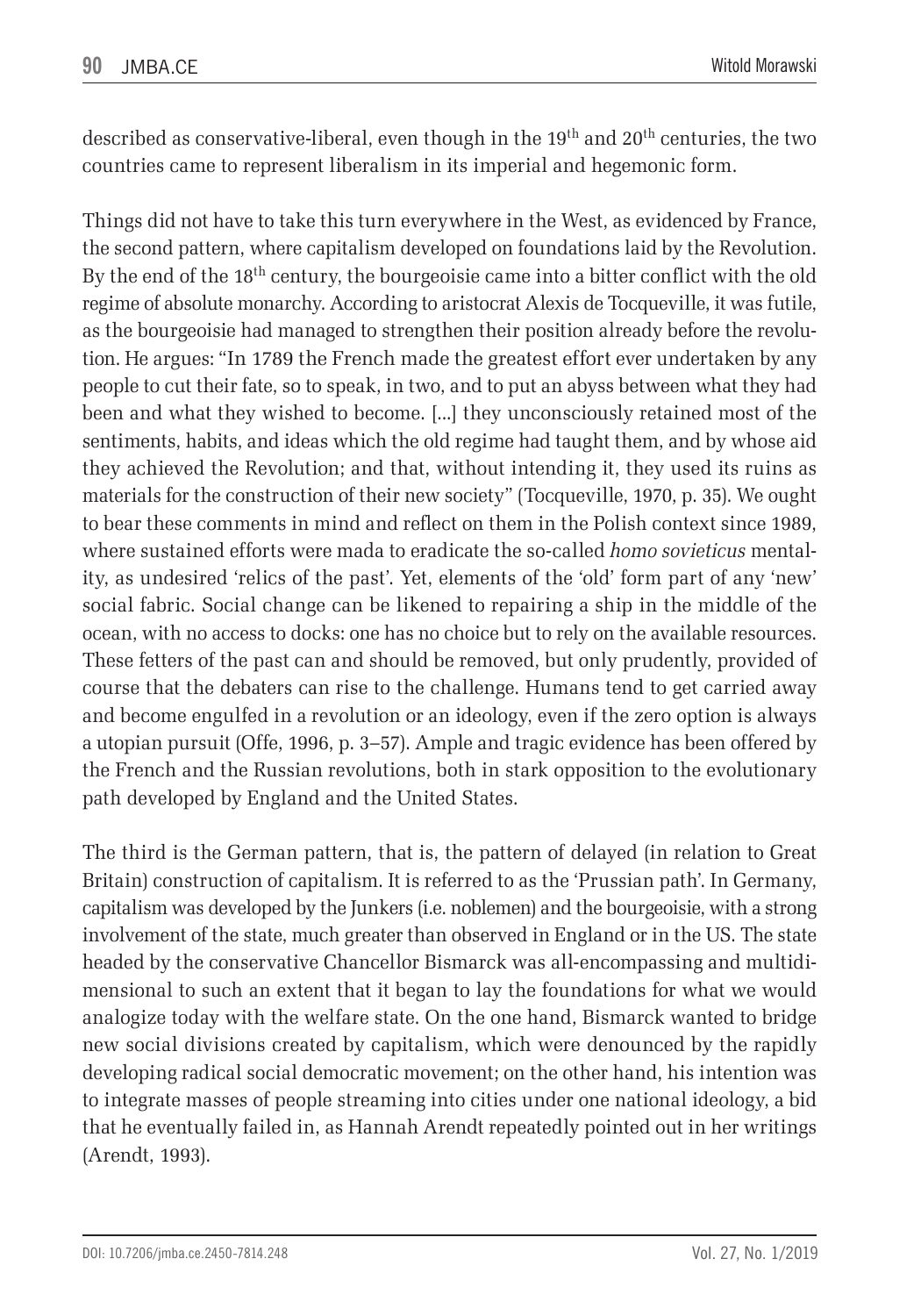described as conservative-liberal, even though in the 19th and 20th centuries, the two countries came to represent liberalism in its imperial and hegemonic form.

Things did not have to take this turn everywhere in the West, as evidenced by France, the second pattern, where capitalism developed on foundations laid by the Revolution. By the end of the 18th century, the bourgeoisie came into a bitter conflict with the old regime of absolute monarchy. According to aristocrat Alexis de Tocqueville, it was futile, as the bourgeoisie had managed to strengthen their position already before the revolution. He argues: "In 1789 the French made the greatest effort ever undertaken by any people to cut their fate, so to speak, in two, and to put an abyss between what they had been and what they wished to become. [...] they unconsciously retained most of the sentiments, habits, and ideas which the old regime had taught them, and by whose aid they achieved the Revolution; and that, without intending it, they used its ruins as materials for the construction of their new society" (Tocqueville, 1970, p. 35). We ought to bear these comments in mind and reflect on them in the Polish context since 1989, where sustained efforts were mada to eradicate the so-called *homo sovieticus* mentality, as undesired 'relics of the past'. Yet, elements of the 'old' form part of any 'new' social fabric. Social change can be likened to repairing a ship in the middle of the ocean, with no access to docks: one has no choice but to rely on the available resources. These fetters of the past can and should be removed, but only prudently, provided of course that the debaters can rise to the challenge. Humans tend to get carried away and become engulfed in a revolution or an ideology, even if the zero option is always a utopian pursuit (Offe, 1996, p. 3–57). Ample and tragic evidence has been offered by the French and the Russian revolutions, both in stark opposition to the evolutionary path developed by England and the United States.

The third is the German pattern, that is, the pattern of delayed (in relation to Great Britain) construction of capitalism. It is referred to as the 'Prussian path'. In Germany, capitalism was developed by the Junkers (i.e. noblemen) and the bourgeoisie, with a strong involvement of the state, much greater than observed in England or in the US. The state headed by the conservative Chancellor Bismarck was all-encompassing and multidimensional to such an extent that it began to lay the foundations for what we would analogize today with the welfare state. On the one hand, Bismarck wanted to bridge new social divisions created by capitalism, which were denounced by the rapidly developing radical social democratic movement; on the other hand, his intention was to integrate masses of people streaming into cities under one national ideology, a bid that he eventually failed in, as Hannah Arendt repeatedly pointed out in her writings (Arendt, 1993).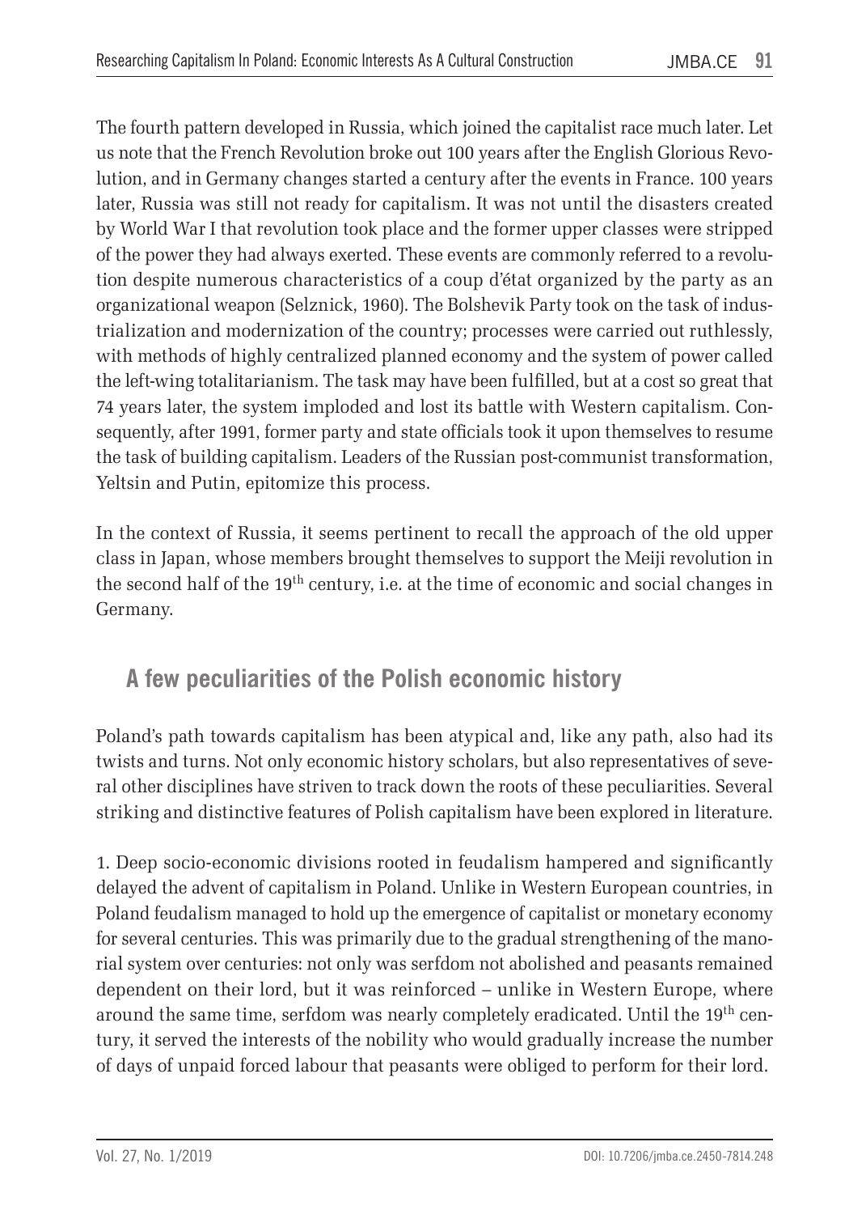The fourth pattern developed in Russia, which joined the capitalist race much later. Let us note that the French Revolution broke out 100 years after the English Glorious Revolution, and in Germany changes started a century after the events in France. 100 years later, Russia was still not ready for capitalism. It was not until the disasters created by World War I that revolution took place and the former upper classes were stripped of the power they had always exerted. These events are commonly referred to a revolution despite numerous characteristics of a coup d'état organized by the party as an organizational weapon (Selznick, 1960). The Bolshevik Party took on the task of industrialization and modernization of the country; processes were carried out ruthlessly, with methods of highly centralized planned economy and the system of power called the left-wing totalitarianism. The task may have been fulfilled, but at a cost so great that 74 years later, the system imploded and lost its battle with Western capitalism. Consequently, after 1991, former party and state officials took it upon themselves to resume the task of building capitalism. Leaders of the Russian post-communist transformation, Yeltsin and Putin, epitomize this process.

In the context of Russia, it seems pertinent to recall the approach of the old upper class in Japan, whose members brought themselves to support the Meiji revolution in the second half of the 19th century, i.e. at the time of economic and social changes in Germany.

## A few peculiarities of the Polish economic history

Poland's path towards capitalism has been atypical and, like any path, also had its twists and turns. Not only economic history scholars, but also representatives of several other disciplines have striven to track down the roots of these peculiarities. Several striking and distinctive features of Polish capitalism have been explored in literature.

1. Deep socio-economic divisions rooted in feudalism hampered and significantly delayed the advent of capitalism in Poland. Unlike in Western European countries, in Poland feudalism managed to hold up the emergence of capitalist or monetary economy for several centuries. This was primarily due to the gradual strengthening of the manorial system over centuries: not only was serfdom not abolished and peasants remained dependent on their lord, but it was reinforced – unlike in Western Europe, where around the same time, serfdom was nearly completely eradicated. Until the 19th century, it served the interests of the nobility who would gradually increase the number of days of unpaid forced labour that peasants were obliged to perform for their lord.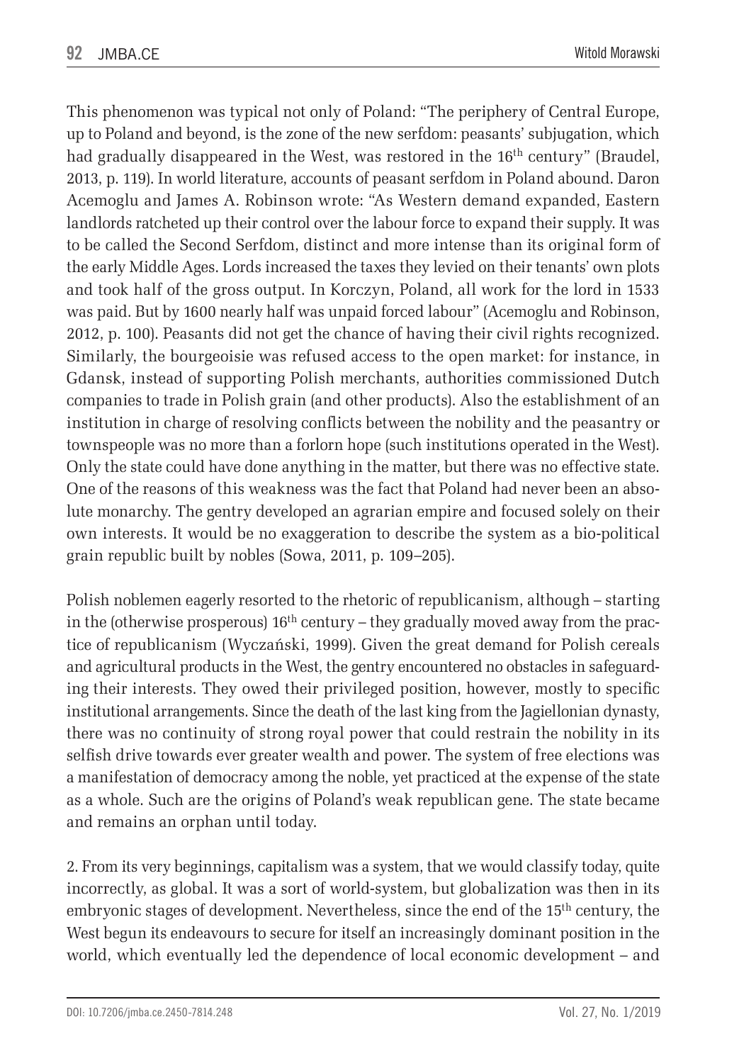This phenomenon was typical not only of Poland: "The periphery of Central Europe, up to Poland and beyond, is the zone of the new serfdom: peasants' subjugation, which had gradually disappeared in the West, was restored in the 16th century" (Braudel, 2013, p. 119). In world literature, accounts of peasant serfdom in Poland abound. Daron Acemoglu and James A. Robinson wrote: "As Western demand expanded, Eastern landlords ratcheted up their control over the labour force to expand their supply. It was to be called the Second Serfdom, distinct and more intense than its original form of the early Middle Ages. Lords increased the taxes they levied on their tenants' own plots and took half of the gross output. In Korczyn, Poland, all work for the lord in 1533 was paid. But by 1600 nearly half was unpaid forced labour" (Acemoglu and Robinson, 2012, p. 100). Peasants did not get the chance of having their civil rights recognized. Similarly, the bourgeoisie was refused access to the open market: for instance, in Gdansk, instead of supporting Polish merchants, authorities commissioned Dutch companies to trade in Polish grain (and other products). Also the establishment of an institution in charge of resolving conflicts between the nobility and the peasantry or townspeople was no more than a forlorn hope (such institutions operated in the West). Only the state could have done anything in the matter, but there was no effective state. One of the reasons of this weakness was the fact that Poland had never been an absolute monarchy. The gentry developed an agrarian empire and focused solely on their own interests. It would be no exaggeration to describe the system as a bio-political grain republic built by nobles (Sowa, 2011, p. 109–205).

Polish noblemen eagerly resorted to the rhetoric of republicanism, although – starting in the (otherwise prosperous) 16th century – they gradually moved away from the practice of republicanism (Wyczański, 1999). Given the great demand for Polish cereals and agricultural products in the West, the gentry encountered no obstacles in safeguarding their interests. They owed their privileged position, however, mostly to specific institutional arrangements. Since the death of the last king from the Jagiellonian dynasty, there was no continuity of strong royal power that could restrain the nobility in its selfish drive towards ever greater wealth and power. The system of free elections was a manifestation of democracy among the noble, yet practiced at the expense of the state as a whole. Such are the origins of Poland's weak republican gene. The state became and remains an orphan until today.

2. From its very beginnings, capitalism was a system, that we would classify today, quite incorrectly, as global. It was a sort of world-system, but globalization was then in its embryonic stages of development. Nevertheless, since the end of the 15th century, the West begun its endeavours to secure for itself an increasingly dominant position in the world, which eventually led the dependence of local economic development – and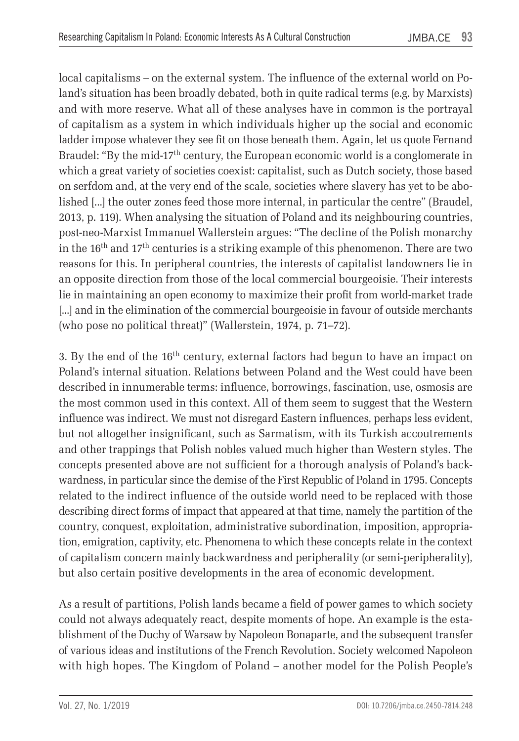local capitalisms – on the external system. The influence of the external world on Poland's situation has been broadly debated, both in quite radical terms (e.g. by Marxists) and with more reserve. What all of these analyses have in common is the portrayal of capitalism as a system in which individuals higher up the social and economic ladder impose whatever they see fit on those beneath them. Again, let us quote Fernand Braudel: "By the mid-17th century, the European economic world is a conglomerate in which a great variety of societies coexist: capitalist, such as Dutch society, those based on serfdom and, at the very end of the scale, societies where slavery has yet to be abolished [...] the outer zones feed those more internal, in particular the centre" (Braudel, 2013, p. 119). When analysing the situation of Poland and its neighbouring countries, post-neo-Marxist Immanuel Wallerstein argues: "The decline of the Polish monarchy in the 16th and 17th centuries is a striking example of this phenomenon. There are two reasons for this. In peripheral countries, the interests of capitalist landowners lie in an opposite direction from those of the local commercial bourgeoisie. Their interests lie in maintaining an open economy to maximize their profit from world-market trade [...] and in the elimination of the commercial bourgeoisie in favour of outside merchants (who pose no political threat)" (Wallerstein, 1974, p. 71–72).

3. By the end of the 16th century, external factors had begun to have an impact on Poland's internal situation. Relations between Poland and the West could have been described in innumerable terms: influence, borrowings, fascination, use, osmosis are the most common used in this context. All of them seem to suggest that the Western influence was indirect. We must not disregard Eastern influences, perhaps less evident, but not altogether insignificant, such as Sarmatism, with its Turkish accoutrements and other trappings that Polish nobles valued much higher than Western styles. The concepts presented above are not sufficient for a thorough analysis of Poland's backwardness, in particular since the demise of the First Republic of Poland in 1795. Concepts related to the indirect influence of the outside world need to be replaced with those describing direct forms of impact that appeared at that time, namely the partition of the country, conquest, exploitation, administrative subordination, imposition, appropriation, emigration, captivity, etc. Phenomena to which these concepts relate in the context of capitalism concern mainly backwardness and peripherality (or semi-peripherality), but also certain positive developments in the area of economic development.

As a result of partitions, Polish lands became a field of power games to which society could not always adequately react, despite moments of hope. An example is the establishment of the Duchy of Warsaw by Napoleon Bonaparte, and the subsequent transfer of various ideas and institutions of the French Revolution. Society welcomed Napoleon with high hopes. The Kingdom of Poland – another model for the Polish People's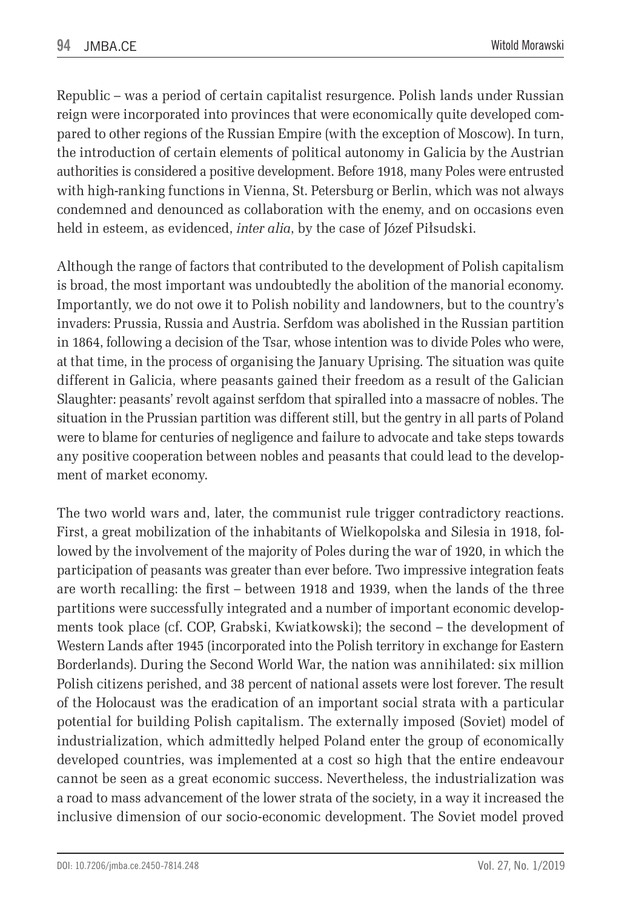Republic – was a period of certain capitalist resurgence. Polish lands under Russian reign were incorporated into provinces that were economically quite developed compared to other regions of the Russian Empire (with the exception of Moscow). In turn, the introduction of certain elements of political autonomy in Galicia by the Austrian authorities is considered a positive development. Before 1918, many Poles were entrusted with high-ranking functions in Vienna, St. Petersburg or Berlin, which was not always condemned and denounced as collaboration with the enemy, and on occasions even held in esteem, as evidenced, *inter alia*, by the case of Józef Piłsudski.

Although the range of factors that contributed to the development of Polish capitalism is broad, the most important was undoubtedly the abolition of the manorial economy. Importantly, we do not owe it to Polish nobility and landowners, but to the country's invaders: Prussia, Russia and Austria. Serfdom was abolished in the Russian partition in 1864, following a decision of the Tsar, whose intention was to divide Poles who were, at that time, in the process of organising the January Uprising. The situation was quite different in Galicia, where peasants gained their freedom as a result of the Galician Slaughter: peasants' revolt against serfdom that spiralled into a massacre of nobles. The situation in the Prussian partition was different still, but the gentry in all parts of Poland were to blame for centuries of negligence and failure to advocate and take steps towards any positive cooperation between nobles and peasants that could lead to the development of market economy.

The two world wars and, later, the communist rule trigger contradictory reactions. First, a great mobilization of the inhabitants of Wielkopolska and Silesia in 1918, followed by the involvement of the majority of Poles during the war of 1920, in which the participation of peasants was greater than ever before. Two impressive integration feats are worth recalling: the first – between 1918 and 1939, when the lands of the three partitions were successfully integrated and a number of important economic developments took place (cf. COP, Grabski, Kwiatkowski); the second – the development of Western Lands after 1945 (incorporated into the Polish territory in exchange for Eastern Borderlands). During the Second World War, the nation was annihilated: six million Polish citizens perished, and 38 percent of national assets were lost forever. The result of the Holocaust was the eradication of an important social strata with a particular potential for building Polish capitalism. The externally imposed (Soviet) model of industrialization, which admittedly helped Poland enter the group of economically developed countries, was implemented at a cost so high that the entire endeavour cannot be seen as a great economic success. Nevertheless, the industrialization was a road to mass advancement of the lower strata of the society, in a way it increased the inclusive dimension of our socio-economic development. The Soviet model proved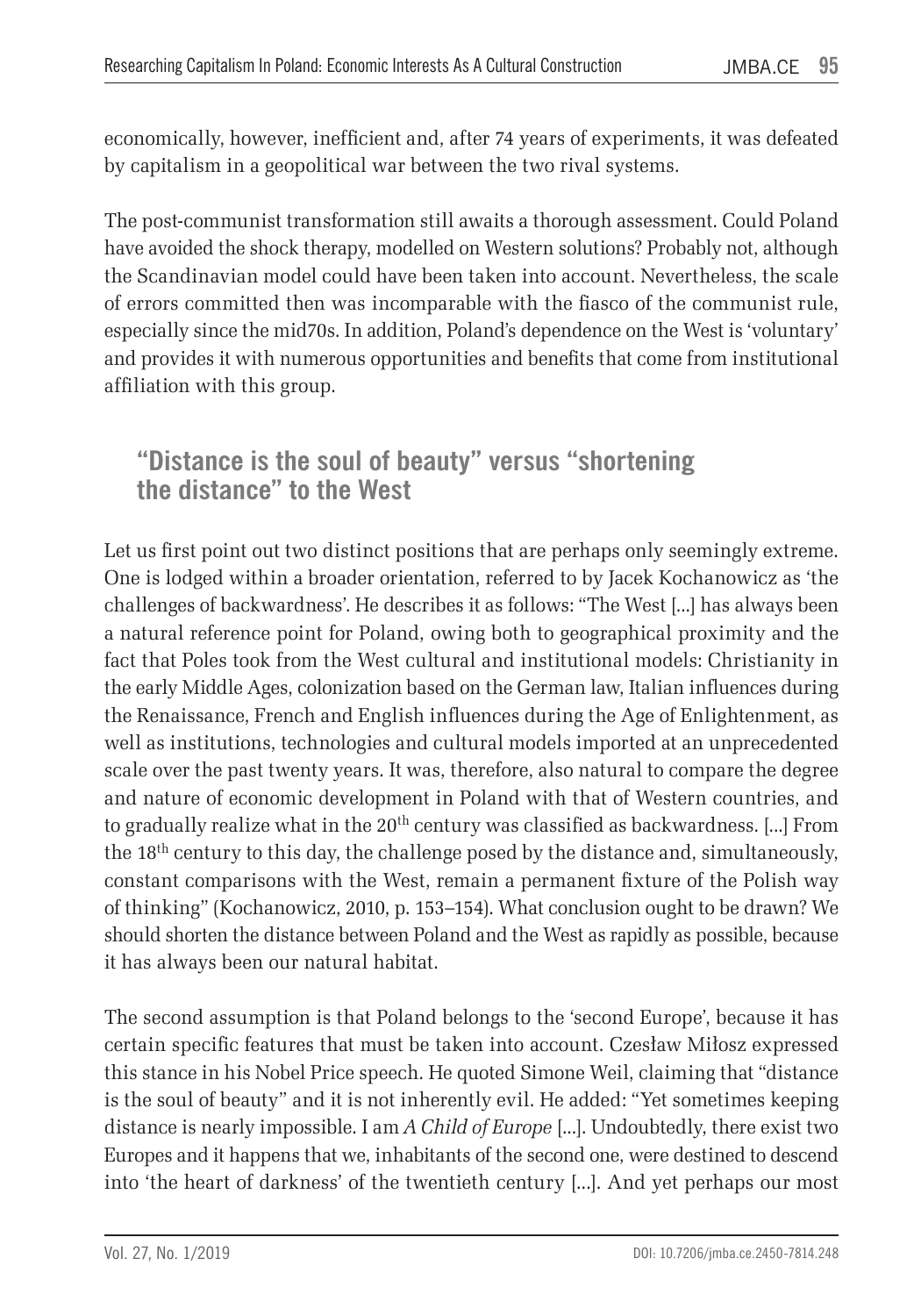economically, however, inefficient and, after 74 years of experiments, it was defeated by capitalism in a geopolitical war between the two rival systems.

The post-communist transformation still awaits a thorough assessment. Could Poland have avoided the shock therapy, modelled on Western solutions? Probably not, although the Scandinavian model could have been taken into account. Nevertheless, the scale of errors committed then was incomparable with the fiasco of the communist rule, especially since the mid70s. In addition, Poland's dependence on the West is 'voluntary' and provides it with numerous opportunities and benefits that come from institutional affiliation with this group.

## "Distance is the soul of beauty" versus "shortening the distance" to the West

Let us first point out two distinct positions that are perhaps only seemingly extreme. One is lodged within a broader orientation, referred to by Jacek Kochanowicz as 'the challenges of backwardness'. He describes it as follows: "The West [...] has always been a natural reference point for Poland, owing both to geographical proximity and the fact that Poles took from the West cultural and institutional models: Christianity in the early Middle Ages, colonization based on the German law, Italian influences during the Renaissance, French and English influences during the Age of Enlightenment, as well as institutions, technologies and cultural models imported at an unprecedented scale over the past twenty years. It was, therefore, also natural to compare the degree and nature of economic development in Poland with that of Western countries, and to gradually realize what in the 20th century was classified as backwardness. [...] From the 18th century to this day, the challenge posed by the distance and, simultaneously, constant comparisons with the West, remain a permanent fixture of the Polish way of thinking" (Kochanowicz, 2010, p. 153–154). What conclusion ought to be drawn? We should shorten the distance between Poland and the West as rapidly as possible, because it has always been our natural habitat.

The second assumption is that Poland belongs to the 'second Europe', because it has certain specific features that must be taken into account. Czesław Miłosz expressed this stance in his Nobel Price speech. He quoted Simone Weil, claiming that "distance is the soul of beauty" and it is not inherently evil. He added: "Yet sometimes keeping distance is nearly impossible. I am *A Child of Europe* [...]. Undoubtedly, there exist two Europes and it happens that we, inhabitants of the second one, were destined to descend into 'the heart of darkness' of the twentieth century [...]. And yet perhaps our most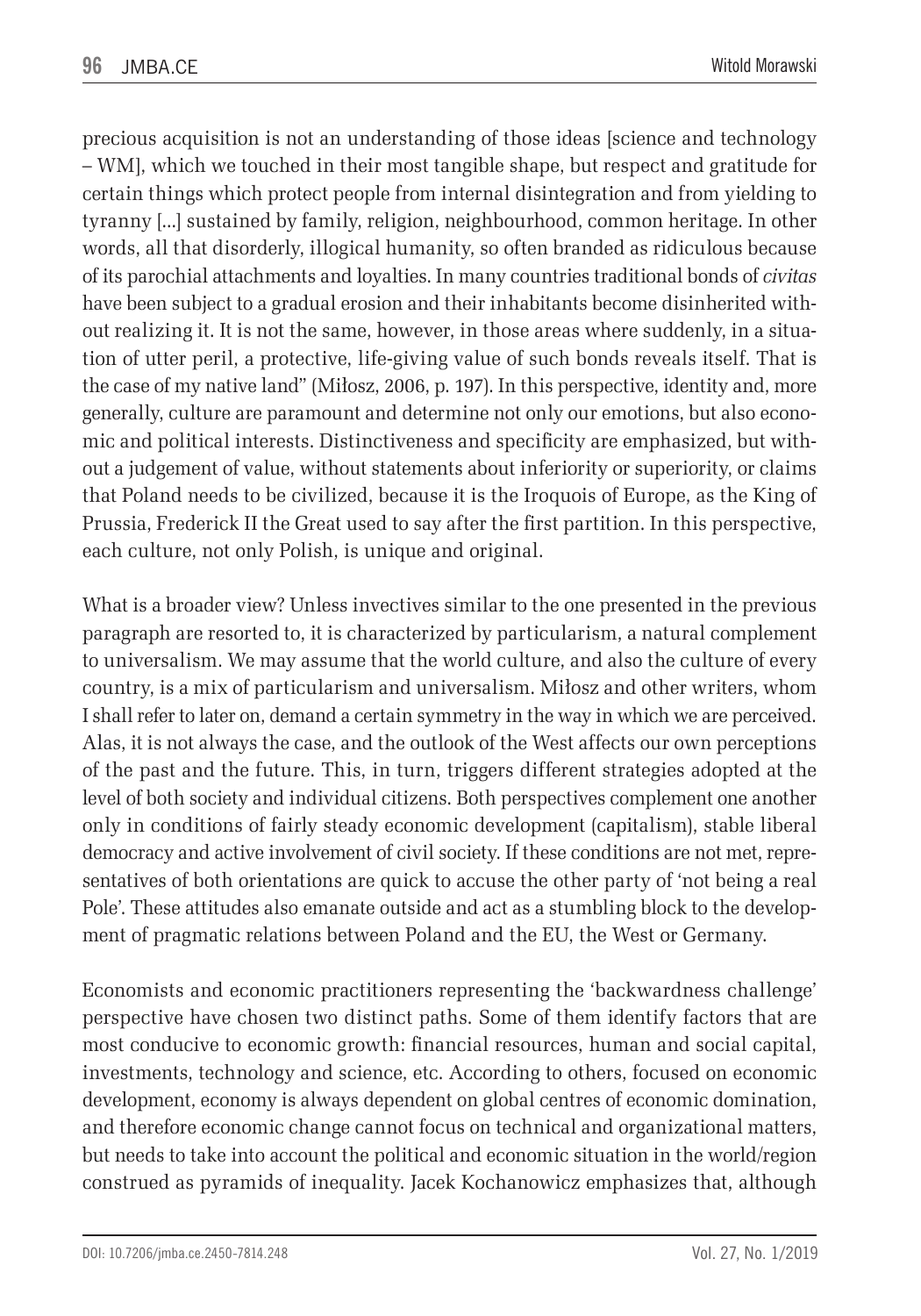precious acquisition is not an understanding of those ideas [science and technology – WM], which we touched in their most tangible shape, but respect and gratitude for certain things which protect people from internal disintegration and from yielding to tyranny [...] sustained by family, religion, neighbourhood, common heritage. In other words, all that disorderly, illogical humanity, so often branded as ridiculous because of its parochial attachments and loyalties. In many countries traditional bonds of *civitas* have been subject to a gradual erosion and their inhabitants become disinherited without realizing it. It is not the same, however, in those areas where suddenly, in a situation of utter peril, a protective, life-giving value of such bonds reveals itself. That is the case of my native land" (Miłosz, 2006, p. 197). In this perspective, identity and, more generally, culture are paramount and determine not only our emotions, but also economic and political interests. Distinctiveness and specificity are emphasized, but without a judgement of value, without statements about inferiority or superiority, or claims that Poland needs to be civilized, because it is the Iroquois of Europe, as the King of Prussia, Frederick II the Great used to say after the first partition. In this perspective, each culture, not only Polish, is unique and original.

What is a broader view? Unless invectives similar to the one presented in the previous paragraph are resorted to, it is characterized by particularism, a natural complement to universalism. We may assume that the world culture, and also the culture of every country, is a mix of particularism and universalism. Miłosz and other writers, whom I shall refer to later on, demand a certain symmetry in the way in which we are perceived. Alas, it is not always the case, and the outlook of the West affects our own perceptions of the past and the future. This, in turn, triggers different strategies adopted at the level of both society and individual citizens. Both perspectives complement one another only in conditions of fairly steady economic development (capitalism), stable liberal democracy and active involvement of civil society. If these conditions are not met, representatives of both orientations are quick to accuse the other party of 'not being a real Pole'. These attitudes also emanate outside and act as a stumbling block to the development of pragmatic relations between Poland and the EU, the West or Germany.

Economists and economic practitioners representing the 'backwardness challenge' perspective have chosen two distinct paths. Some of them identify factors that are most conducive to economic growth: financial resources, human and social capital, investments, technology and science, etc. According to others, focused on economic development, economy is always dependent on global centres of economic domination, and therefore economic change cannot focus on technical and organizational matters, but needs to take into account the political and economic situation in the world/region construed as pyramids of inequality. Jacek Kochanowicz emphasizes that, although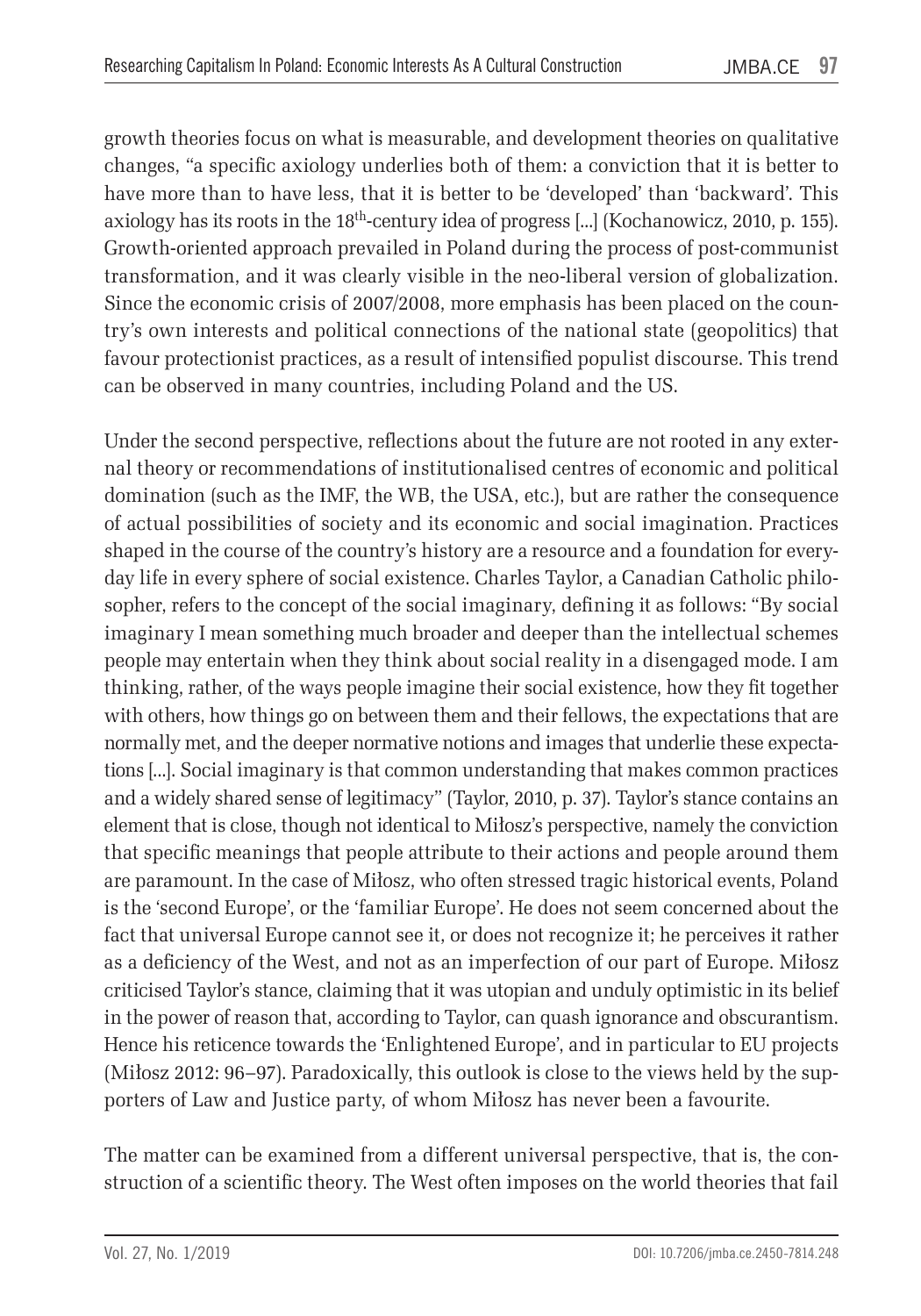growth theories focus on what is measurable, and development theories on qualitative changes, "a specific axiology underlies both of them: a conviction that it is better to have more than to have less, that it is better to be 'developed' than 'backward'. This axiology has its roots in the 18th-century idea of progress [...] (Kochanowicz, 2010, p. 155). Growth-oriented approach prevailed in Poland during the process of post-communist transformation, and it was clearly visible in the neo-liberal version of globalization. Since the economic crisis of 2007/2008, more emphasis has been placed on the country's own interests and political connections of the national state (geopolitics) that favour protectionist practices, as a result of intensified populist discourse. This trend can be observed in many countries, including Poland and the US.

Under the second perspective, reflections about the future are not rooted in any external theory or recommendations of institutionalised centres of economic and political domination (such as the IMF, the WB, the USA, etc.), but are rather the consequence of actual possibilities of society and its economic and social imagination. Practices shaped in the course of the country's history are a resource and a foundation for everyday life in every sphere of social existence. Charles Taylor, a Canadian Catholic philosopher, refers to the concept of the social imaginary, defining it as follows: "By social imaginary I mean something much broader and deeper than the intellectual schemes people may entertain when they think about social reality in a disengaged mode. I am thinking, rather, of the ways people imagine their social existence, how they fit together with others, how things go on between them and their fellows, the expectations that are normally met, and the deeper normative notions and images that underlie these expectations [...]. Social imaginary is that common understanding that makes common practices and a widely shared sense of legitimacy" (Taylor, 2010, p. 37). Taylor's stance contains an element that is close, though not identical to Miłosz's perspective, namely the conviction that specific meanings that people attribute to their actions and people around them are paramount. In the case of Miłosz, who often stressed tragic historical events, Poland is the 'second Europe', or the 'familiar Europe'. He does not seem concerned about the fact that universal Europe cannot see it, or does not recognize it; he perceives it rather as a deficiency of the West, and not as an imperfection of our part of Europe. Miłosz criticised Taylor's stance, claiming that it was utopian and unduly optimistic in its belief in the power of reason that, according to Taylor, can quash ignorance and obscurantism. Hence his reticence towards the 'Enlightened Europe', and in particular to EU projects (Miłosz 2012: 96–97). Paradoxically, this outlook is close to the views held by the supporters of Law and Justice party, of whom Miłosz has never been a favourite.

The matter can be examined from a different universal perspective, that is, the construction of a scientific theory. The West often imposes on the world theories that fail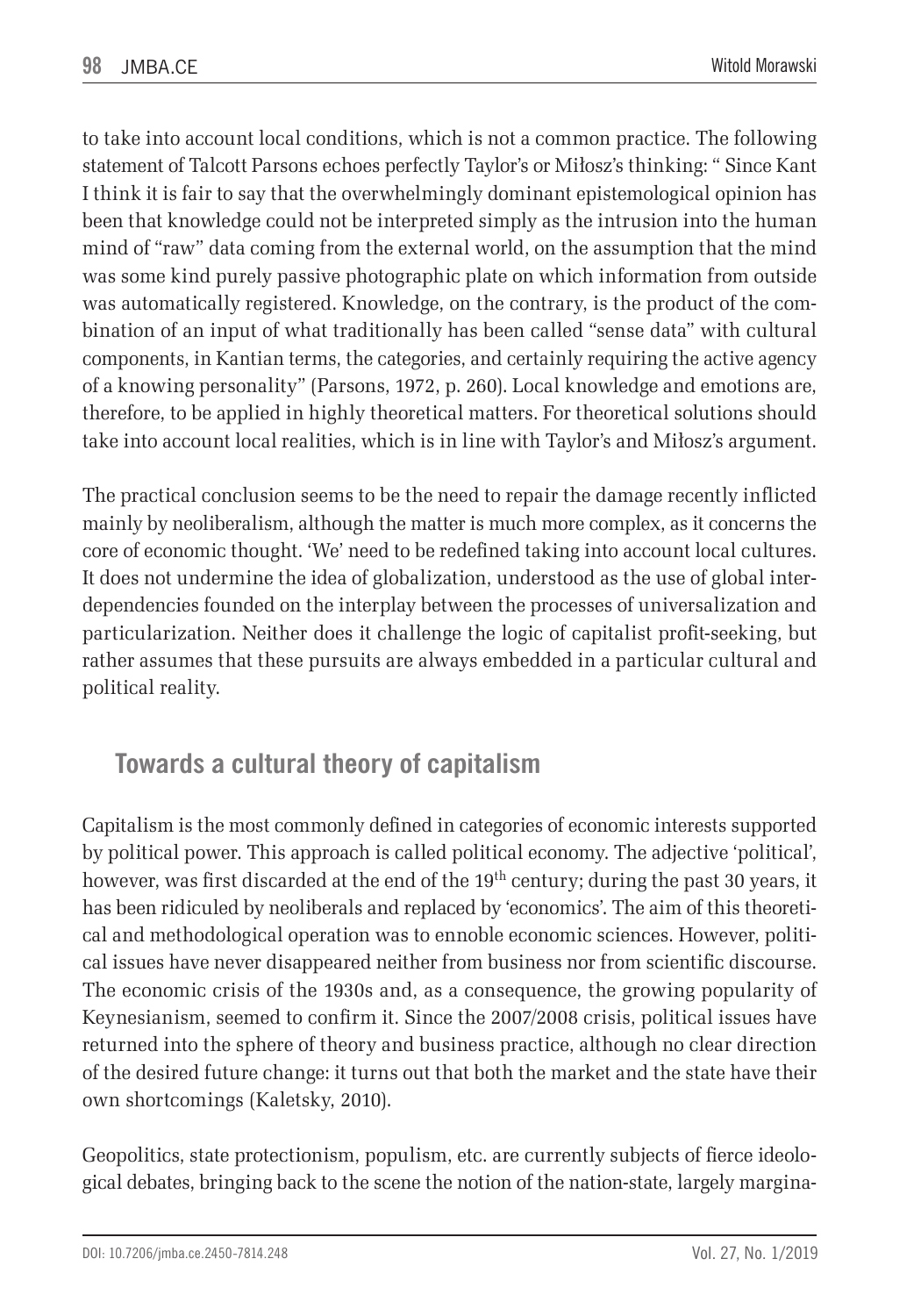to take into account local conditions, which is not a common practice. The following statement of Talcott Parsons echoes perfectly Taylor's or Miłosz's thinking: " Since Kant I think it is fair to say that the overwhelmingly dominant epistemological opinion has been that knowledge could not be interpreted simply as the intrusion into the human mind of "raw" data coming from the external world, on the assumption that the mind was some kind purely passive photographic plate on which information from outside was automatically registered. Knowledge, on the contrary, is the product of the combination of an input of what traditionally has been called "sense data" with cultural components, in Kantian terms, the categories, and certainly requiring the active agency of a knowing personality" (Parsons, 1972, p. 260). Local knowledge and emotions are, therefore, to be applied in highly theoretical matters. For theoretical solutions should take into account local realities, which is in line with Taylor's and Miłosz's argument.

The practical conclusion seems to be the need to repair the damage recently inflicted mainly by neoliberalism, although the matter is much more complex, as it concerns the core of economic thought. 'We' need to be redefined taking into account local cultures. It does not undermine the idea of globalization, understood as the use of global interdependencies founded on the interplay between the processes of universalization and particularization. Neither does it challenge the logic of capitalist profit-seeking, but rather assumes that these pursuits are always embedded in a particular cultural and political reality.

## Towards a cultural theory of capitalism

Capitalism is the most commonly defined in categories of economic interests supported by political power. This approach is called political economy. The adjective 'political', however, was first discarded at the end of the 19th century; during the past 30 years, it has been ridiculed by neoliberals and replaced by 'economics'. The aim of this theoretical and methodological operation was to ennoble economic sciences. However, political issues have never disappeared neither from business nor from scientific discourse. The economic crisis of the 1930s and, as a consequence, the growing popularity of Keynesianism, seemed to confirm it. Since the 2007/2008 crisis, political issues have returned into the sphere of theory and business practice, although no clear direction of the desired future change: it turns out that both the market and the state have their own shortcomings (Kaletsky, 2010).

Geopolitics, state protectionism, populism, etc. are currently subjects of fierce ideological debates, bringing back to the scene the notion of the nation-state, largely margina-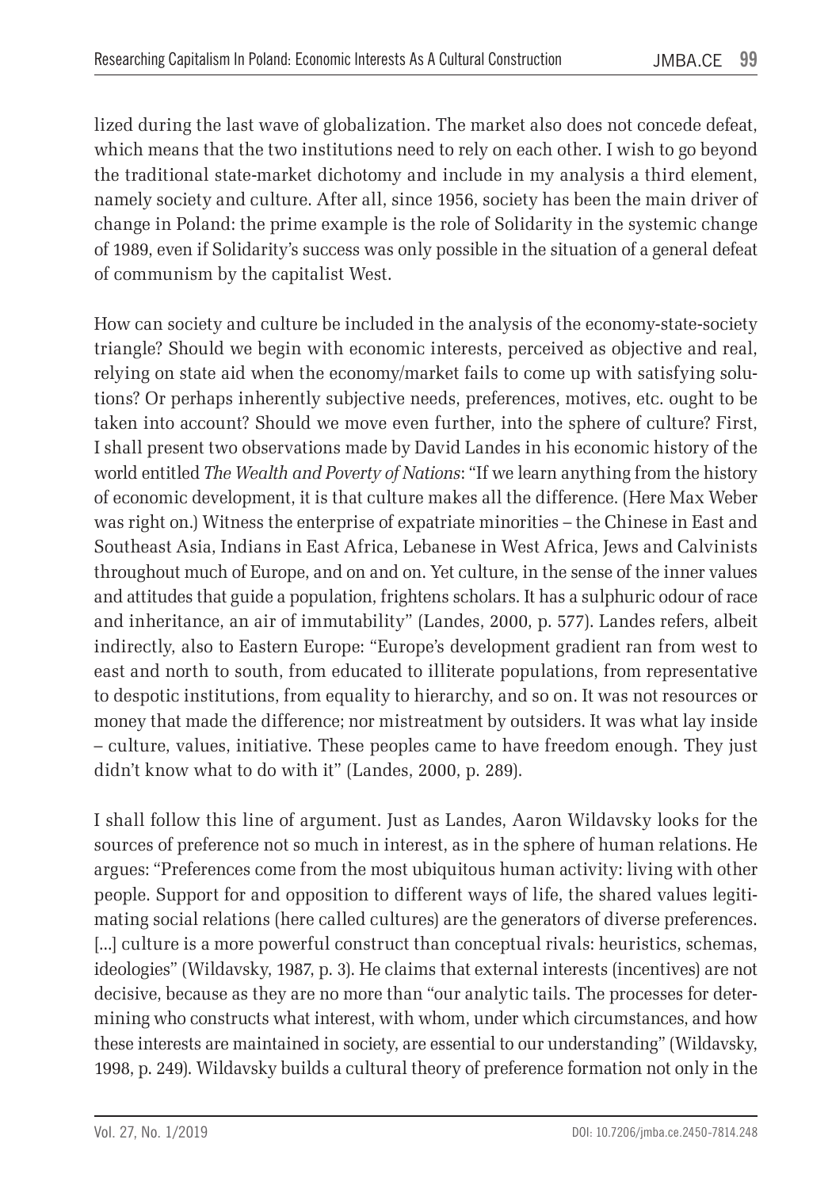lized during the last wave of globalization. The market also does not concede defeat, which means that the two institutions need to rely on each other. I wish to go beyond the traditional state-market dichotomy and include in my analysis a third element, namely society and culture. After all, since 1956, society has been the main driver of change in Poland: the prime example is the role of Solidarity in the systemic change of 1989, even if Solidarity's success was only possible in the situation of a general defeat of communism by the capitalist West.

How can society and culture be included in the analysis of the economy-state-society triangle? Should we begin with economic interests, perceived as objective and real, relying on state aid when the economy/market fails to come up with satisfying solutions? Or perhaps inherently subjective needs, preferences, motives, etc. ought to be taken into account? Should we move even further, into the sphere of culture? First, I shall present two observations made by David Landes in his economic history of the world entitled *The Wealth and Poverty of Nations*: "If we learn anything from the history of economic development, it is that culture makes all the difference. (Here Max Weber was right on.) Witness the enterprise of expatriate minorities – the Chinese in East and Southeast Asia, Indians in East Africa, Lebanese in West Africa, Jews and Calvinists throughout much of Europe, and on and on. Yet culture, in the sense of the inner values and attitudes that guide a population, frightens scholars. It has a sulphuric odour of race and inheritance, an air of immutability" (Landes, 2000, p. 577). Landes refers, albeit indirectly, also to Eastern Europe: "Europe's development gradient ran from west to east and north to south, from educated to illiterate populations, from representative to despotic institutions, from equality to hierarchy, and so on. It was not resources or money that made the difference; nor mistreatment by outsiders. It was what lay inside – culture, values, initiative. These peoples came to have freedom enough. They just didn't know what to do with it" (Landes, 2000, p. 289).

I shall follow this line of argument. Just as Landes, Aaron Wildavsky looks for the sources of preference not so much in interest, as in the sphere of human relations. He argues: "Preferences come from the most ubiquitous human activity: living with other people. Support for and opposition to different ways of life, the shared values legitimating social relations (here called cultures) are the generators of diverse preferences. [...] culture is a more powerful construct than conceptual rivals: heuristics, schemas, ideologies" (Wildavsky, 1987, p. 3). He claims that external interests (incentives) are not decisive, because as they are no more than "our analytic tails. The processes for determining who constructs what interest, with whom, under which circumstances, and how these interests are maintained in society, are essential to our understanding" (Wildavsky, 1998, p. 249). Wildavsky builds a cultural theory of preference formation not only in the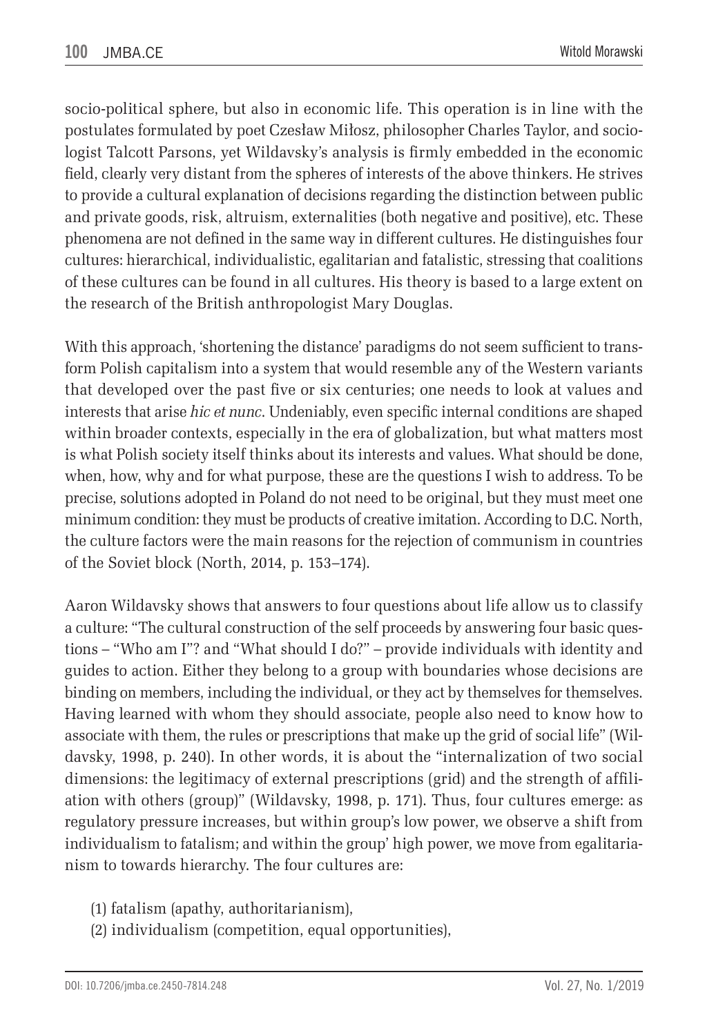socio-political sphere, but also in economic life. This operation is in line with the postulates formulated by poet Czesław Miłosz, philosopher Charles Taylor, and sociologist Talcott Parsons, yet Wildavsky's analysis is firmly embedded in the economic field, clearly very distant from the spheres of interests of the above thinkers. He strives to provide a cultural explanation of decisions regarding the distinction between public and private goods, risk, altruism, externalities (both negative and positive), etc. These phenomena are not defined in the same way in different cultures. He distinguishes four cultures: hierarchical, individualistic, egalitarian and fatalistic, stressing that coalitions of these cultures can be found in all cultures. His theory is based to a large extent on the research of the British anthropologist Mary Douglas.

With this approach, 'shortening the distance' paradigms do not seem sufficient to transform Polish capitalism into a system that would resemble any of the Western variants that developed over the past five or six centuries; one needs to look at values and interests that arise *hic et nunc*. Undeniably, even specific internal conditions are shaped within broader contexts, especially in the era of globalization, but what matters most is what Polish society itself thinks about its interests and values. What should be done, when, how, why and for what purpose, these are the questions I wish to address. To be precise, solutions adopted in Poland do not need to be original, but they must meet one minimum condition: they must be products of creative imitation. According to D.C. North, the culture factors were the main reasons for the rejection of communism in countries of the Soviet block (North, 2014, p. 153–174).

Aaron Wildavsky shows that answers to four questions about life allow us to classify a culture: "The cultural construction of the self proceeds by answering four basic questions – "Who am I"? and "What should I do?" – provide individuals with identity and guides to action. Either they belong to a group with boundaries whose decisions are binding on members, including the individual, or they act by themselves for themselves. Having learned with whom they should associate, people also need to know how to associate with them, the rules or prescriptions that make up the grid of social life" (Wildavsky, 1998, p. 240). In other words, it is about the "internalization of two social dimensions: the legitimacy of external prescriptions (grid) and the strength of affiliation with others (group)" (Wildavsky, 1998, p. 171). Thus, four cultures emerge: as regulatory pressure increases, but within group's low power, we observe a shift from individualism to fatalism; and within the group' high power, we move from egalitarianism to towards hierarchy. The four cultures are:

(1) fatalism (apathy, authoritarianism),
(2) individualism (competition, equal opportunities),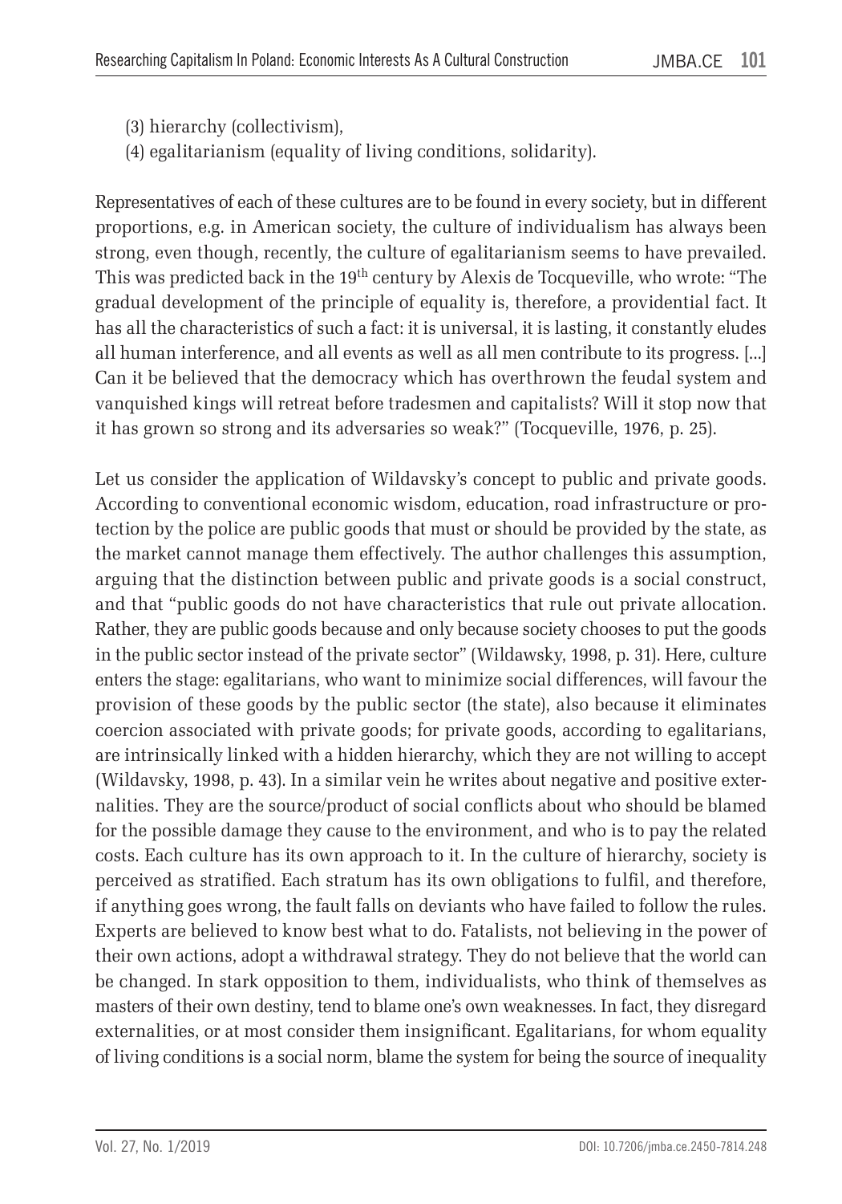(3) hierarchy (collectivism),
(4) egalitarianism (equality of living conditions, solidarity).

Representatives of each of these cultures are to be found in every society, but in different proportions, e.g. in American society, the culture of individualism has always been strong, even though, recently, the culture of egalitarianism seems to have prevailed. This was predicted back in the 19th century by Alexis de Tocqueville, who wrote: "The gradual development of the principle of equality is, therefore, a providential fact. It has all the characteristics of such a fact: it is universal, it is lasting, it constantly eludes all human interference, and all events as well as all men contribute to its progress. [...] Can it be believed that the democracy which has overthrown the feudal system and vanquished kings will retreat before tradesmen and capitalists? Will it stop now that it has grown so strong and its adversaries so weak?" (Tocqueville, 1976, p. 25).

Let us consider the application of Wildavsky's concept to public and private goods. According to conventional economic wisdom, education, road infrastructure or protection by the police are public goods that must or should be provided by the state, as the market cannot manage them effectively. The author challenges this assumption, arguing that the distinction between public and private goods is a social construct, and that "public goods do not have characteristics that rule out private allocation. Rather, they are public goods because and only because society chooses to put the goods in the public sector instead of the private sector" (Wildawsky, 1998, p. 31). Here, culture enters the stage: egalitarians, who want to minimize social differences, will favour the provision of these goods by the public sector (the state), also because it eliminates coercion associated with private goods; for private goods, according to egalitarians, are intrinsically linked with a hidden hierarchy, which they are not willing to accept (Wildavsky, 1998, p. 43). In a similar vein he writes about negative and positive externalities. They are the source/product of social conflicts about who should be blamed for the possible damage they cause to the environment, and who is to pay the related costs. Each culture has its own approach to it. In the culture of hierarchy, society is perceived as stratified. Each stratum has its own obligations to fulfil, and therefore, if anything goes wrong, the fault falls on deviants who have failed to follow the rules. Experts are believed to know best what to do. Fatalists, not believing in the power of their own actions, adopt a withdrawal strategy. They do not believe that the world can be changed. In stark opposition to them, individualists, who think of themselves as masters of their own destiny, tend to blame one's own weaknesses. In fact, they disregard externalities, or at most consider them insignificant. Egalitarians, for whom equality of living conditions is a social norm, blame the system for being the source of inequality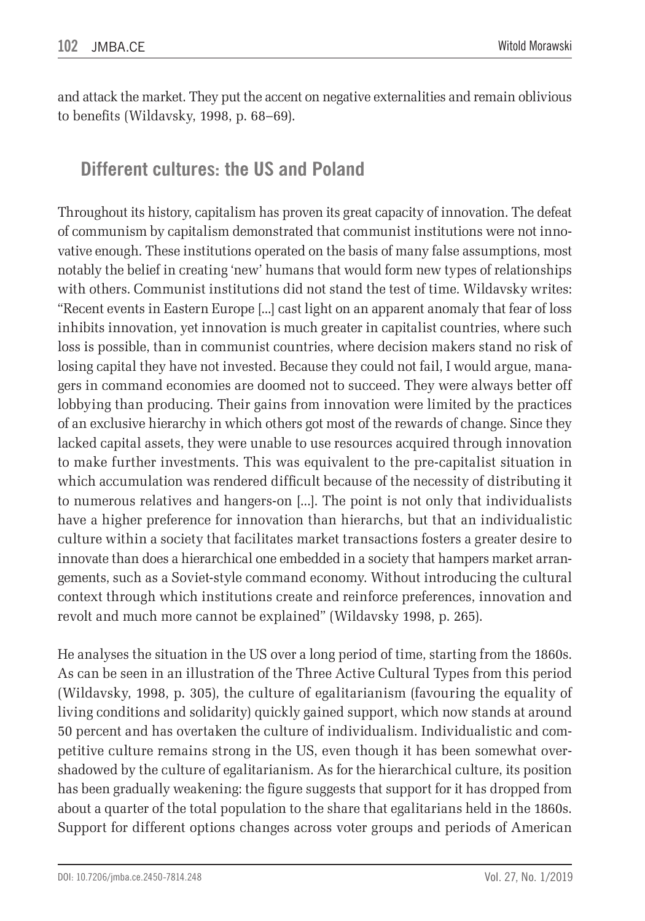and attack the market. They put the accent on negative externalities and remain oblivious to benefits (Wildavsky, 1998, p. 68–69).

## Different cultures: the US and Poland

Throughout its history, capitalism has proven its great capacity of innovation. The defeat of communism by capitalism demonstrated that communist institutions were not innovative enough. These institutions operated on the basis of many false assumptions, most notably the belief in creating 'new' humans that would form new types of relationships with others. Communist institutions did not stand the test of time. Wildavsky writes: "Recent events in Eastern Europe [...] cast light on an apparent anomaly that fear of loss inhibits innovation, yet innovation is much greater in capitalist countries, where such loss is possible, than in communist countries, where decision makers stand no risk of losing capital they have not invested. Because they could not fail, I would argue, managers in command economies are doomed not to succeed. They were always better off lobbying than producing. Their gains from innovation were limited by the practices of an exclusive hierarchy in which others got most of the rewards of change. Since they lacked capital assets, they were unable to use resources acquired through innovation to make further investments. This was equivalent to the pre-capitalist situation in which accumulation was rendered difficult because of the necessity of distributing it to numerous relatives and hangers-on [...]. The point is not only that individualists have a higher preference for innovation than hierarchs, but that an individualistic culture within a society that facilitates market transactions fosters a greater desire to innovate than does a hierarchical one embedded in a society that hampers market arrangements, such as a Soviet-style command economy. Without introducing the cultural context through which institutions create and reinforce preferences, innovation and revolt and much more cannot be explained" (Wildavsky 1998, p. 265).

He analyses the situation in the US over a long period of time, starting from the 1860s. As can be seen in an illustration of the Three Active Cultural Types from this period (Wildavsky, 1998, p. 305), the culture of egalitarianism (favouring the equality of living conditions and solidarity) quickly gained support, which now stands at around 50 percent and has overtaken the culture of individualism. Individualistic and competitive culture remains strong in the US, even though it has been somewhat overshadowed by the culture of egalitarianism. As for the hierarchical culture, its position has been gradually weakening: the figure suggests that support for it has dropped from about a quarter of the total population to the share that egalitarians held in the 1860s. Support for different options changes across voter groups and periods of American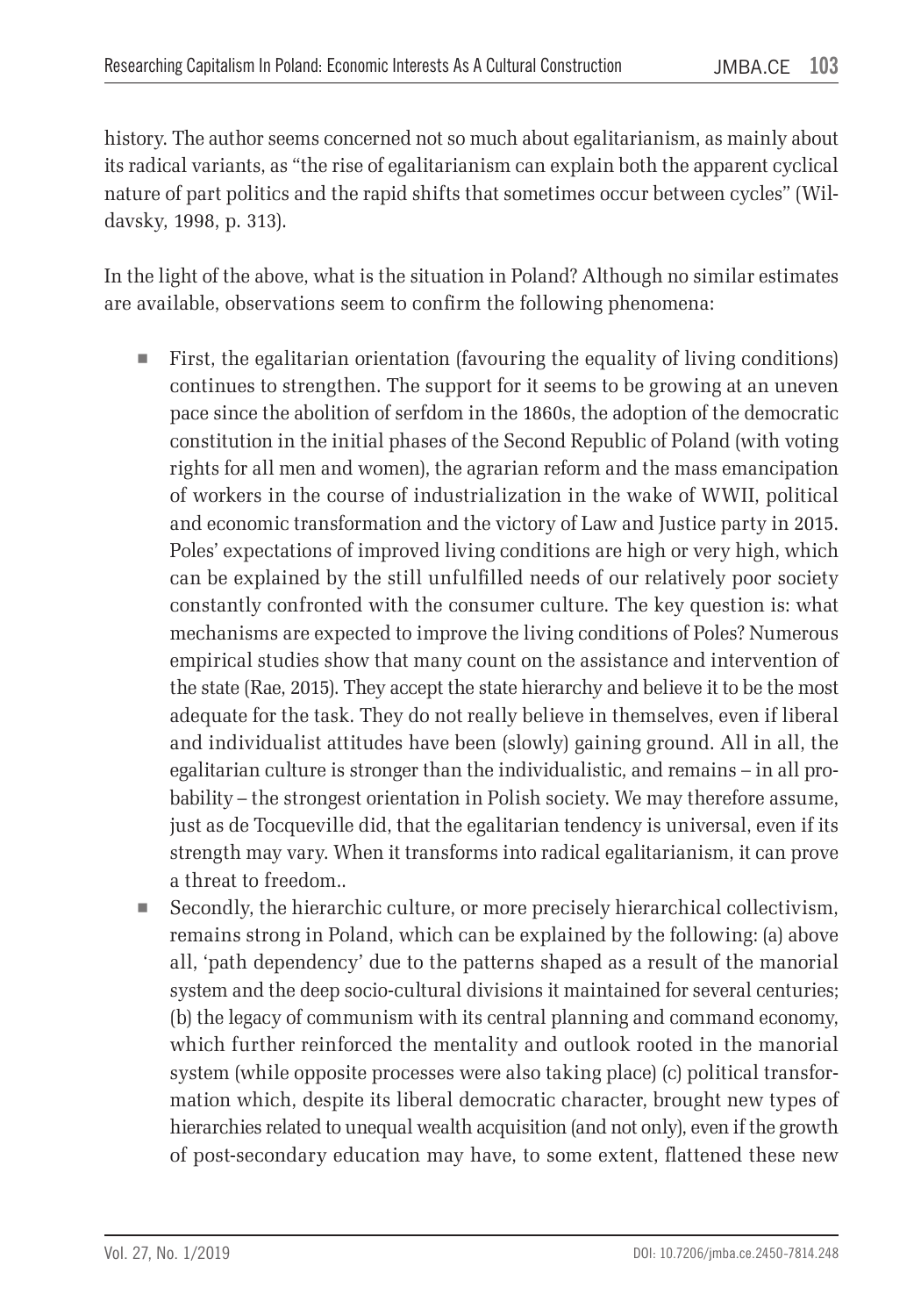history. The author seems concerned not so much about egalitarianism, as mainly about its radical variants, as "the rise of egalitarianism can explain both the apparent cyclical nature of part politics and the rapid shifts that sometimes occur between cycles" (Wildavsky, 1998, p. 313).

In the light of the above, what is the situation in Poland? Although no similar estimates are available, observations seem to confirm the following phenomena:

- First, the egalitarian orientation (favouring the equality of living conditions) continues to strengthen. The support for it seems to be growing at an uneven pace since the abolition of serfdom in the 1860s, the adoption of the democratic constitution in the initial phases of the Second Republic of Poland (with voting rights for all men and women), the agrarian reform and the mass emancipation of workers in the course of industrialization in the wake of WWII, political and economic transformation and the victory of Law and Justice party in 2015. Poles' expectations of improved living conditions are high or very high, which can be explained by the still unfulfilled needs of our relatively poor society constantly confronted with the consumer culture. The key question is: what mechanisms are expected to improve the living conditions of Poles? Numerous empirical studies show that many count on the assistance and intervention of the state (Rae, 2015). They accept the state hierarchy and believe it to be the most adequate for the task. They do not really believe in themselves, even if liberal and individualist attitudes have been (slowly) gaining ground. All in all, the egalitarian culture is stronger than the individualistic, and remains – in all probability – the strongest orientation in Polish society. We may therefore assume, just as de Tocqueville did, that the egalitarian tendency is universal, even if its strength may vary. When it transforms into radical egalitarianism, it can prove a threat to freedom..
- Secondly, the hierarchic culture, or more precisely hierarchical collectivism, remains strong in Poland, which can be explained by the following: (a) above all, 'path dependency' due to the patterns shaped as a result of the manorial system and the deep socio-cultural divisions it maintained for several centuries; (b) the legacy of communism with its central planning and command economy, which further reinforced the mentality and outlook rooted in the manorial system (while opposite processes were also taking place) (c) political transformation which, despite its liberal democratic character, brought new types of hierarchies related to unequal wealth acquisition (and not only), even if the growth of post-secondary education may have, to some extent, flattened these new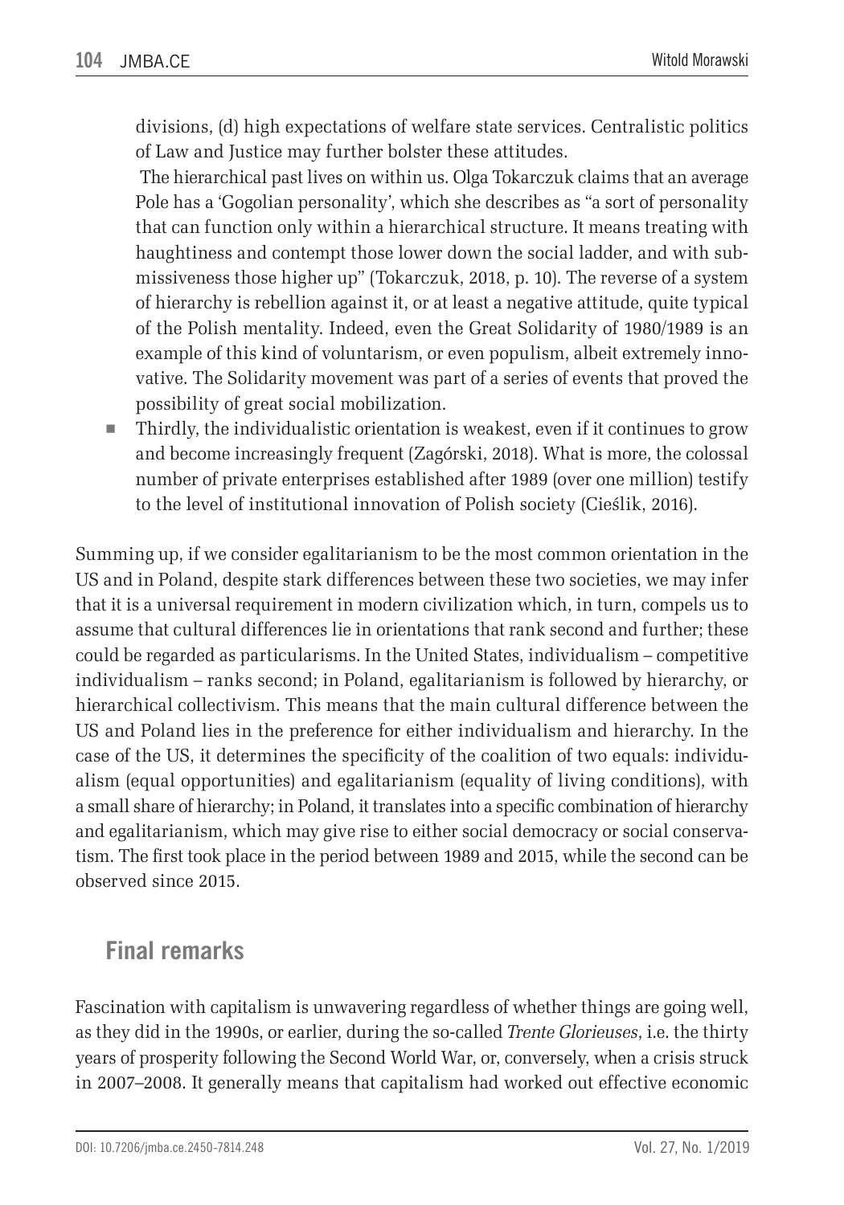divisions, (d) high expectations of welfare state services. Centralistic politics of Law and Justice may further bolster these attitudes.

The hierarchical past lives on within us. Olga Tokarczuk claims that an average Pole has a 'Gogolian personality', which she describes as "a sort of personality that can function only within a hierarchical structure. It means treating with haughtiness and contempt those lower down the social ladder, and with submissiveness those higher up" (Tokarczuk, 2018, p. 10). The reverse of a system of hierarchy is rebellion against it, or at least a negative attitude, quite typical of the Polish mentality. Indeed, even the Great Solidarity of 1980/1989 is an example of this kind of voluntarism, or even populism, albeit extremely innovative. The Solidarity movement was part of a series of events that proved the possibility of great social mobilization.

- Thirdly, the individualistic orientation is weakest, even if it continues to grow and become increasingly frequent (Zagórski, 2018). What is more, the colossal number of private enterprises established after 1989 (over one million) testify to the level of institutional innovation of Polish society (Cieślik, 2016).

Summing up, if we consider egalitarianism to be the most common orientation in the US and in Poland, despite stark differences between these two societies, we may infer that it is a universal requirement in modern civilization which, in turn, compels us to assume that cultural differences lie in orientations that rank second and further; these could be regarded as particularisms. In the United States, individualism – competitive individualism – ranks second; in Poland, egalitarianism is followed by hierarchy, or hierarchical collectivism. This means that the main cultural difference between the US and Poland lies in the preference for either individualism and hierarchy. In the case of the US, it determines the specificity of the coalition of two equals: individualism (equal opportunities) and egalitarianism (equality of living conditions), with a small share of hierarchy; in Poland, it translates into a specific combination of hierarchy and egalitarianism, which may give rise to either social democracy or social conservatism. The first took place in the period between 1989 and 2015, while the second can be observed since 2015.

## Final remarks

Fascination with capitalism is unwavering regardless of whether things are going well, as they did in the 1990s, or earlier, during the so-called *Trente Glorieuses*, i.e. the thirty years of prosperity following the Second World War, or, conversely, when a crisis struck in 2007–2008. It generally means that capitalism had worked out effective economic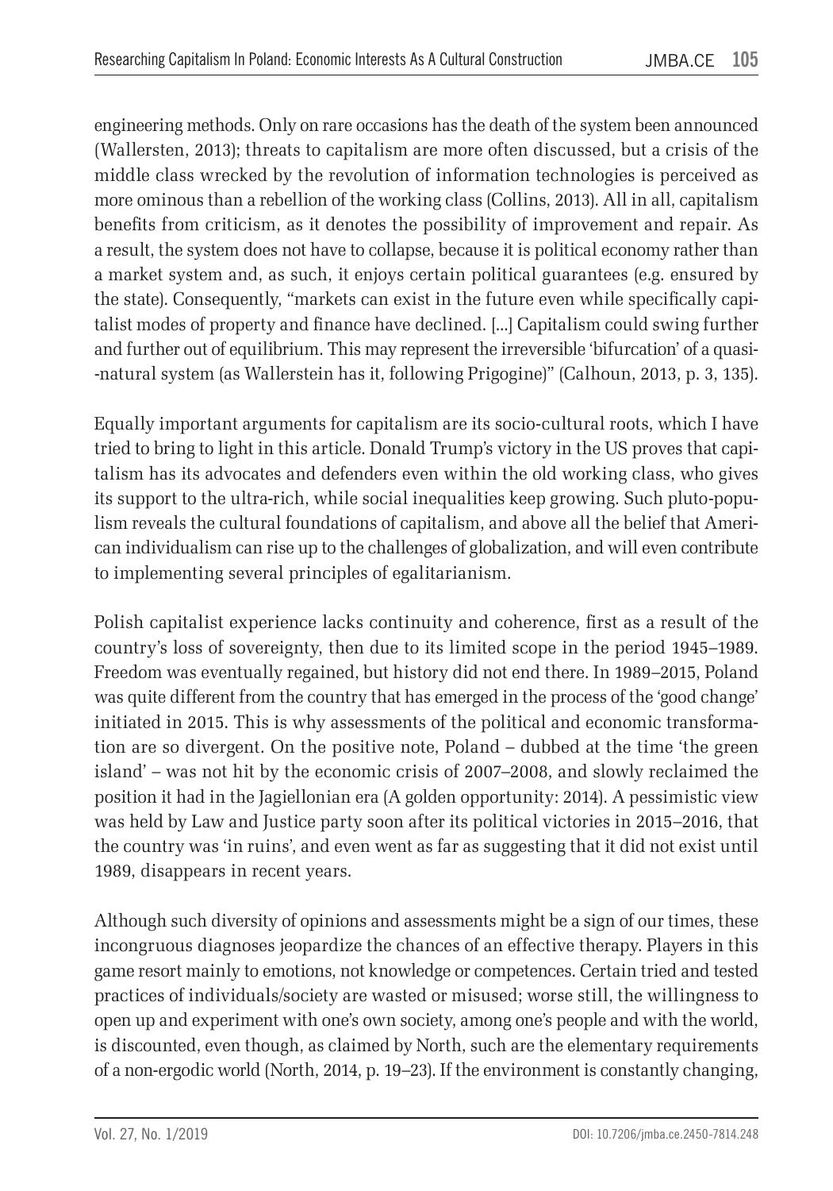engineering methods. Only on rare occasions has the death of the system been announced (Wallersten, 2013); threats to capitalism are more often discussed, but a crisis of the middle class wrecked by the revolution of information technologies is perceived as more ominous than a rebellion of the working class (Collins, 2013). All in all, capitalism benefits from criticism, as it denotes the possibility of improvement and repair. As a result, the system does not have to collapse, because it is political economy rather than a market system and, as such, it enjoys certain political guarantees (e.g. ensured by the state). Consequently, "markets can exist in the future even while specifically capitalist modes of property and finance have declined. [...] Capitalism could swing further and further out of equilibrium. This may represent the irreversible 'bifurcation' of a quasi--natural system (as Wallerstein has it, following Prigogine)" (Calhoun, 2013, p. 3, 135).

Equally important arguments for capitalism are its socio-cultural roots, which I have tried to bring to light in this article. Donald Trump's victory in the US proves that capitalism has its advocates and defenders even within the old working class, who gives its support to the ultra-rich, while social inequalities keep growing. Such pluto-populism reveals the cultural foundations of capitalism, and above all the belief that American individualism can rise up to the challenges of globalization, and will even contribute to implementing several principles of egalitarianism.

Polish capitalist experience lacks continuity and coherence, first as a result of the country's loss of sovereignty, then due to its limited scope in the period 1945–1989. Freedom was eventually regained, but history did not end there. In 1989–2015, Poland was quite different from the country that has emerged in the process of the 'good change' initiated in 2015. This is why assessments of the political and economic transformation are so divergent. On the positive note, Poland – dubbed at the time 'the green island' – was not hit by the economic crisis of 2007–2008, and slowly reclaimed the position it had in the Jagiellonian era (A golden opportunity: 2014). A pessimistic view was held by Law and Justice party soon after its political victories in 2015–2016, that the country was 'in ruins', and even went as far as suggesting that it did not exist until 1989, disappears in recent years.

Although such diversity of opinions and assessments might be a sign of our times, these incongruous diagnoses jeopardize the chances of an effective therapy. Players in this game resort mainly to emotions, not knowledge or competences. Certain tried and tested practices of individuals/society are wasted or misused; worse still, the willingness to open up and experiment with one's own society, among one's people and with the world, is discounted, even though, as claimed by North, such are the elementary requirements of a non-ergodic world (North, 2014, p. 19–23). If the environment is constantly changing,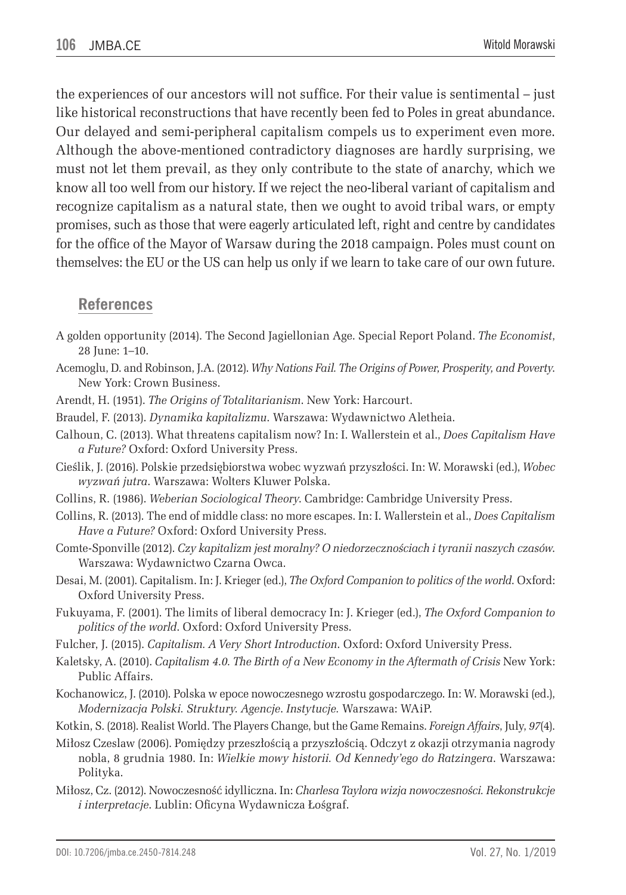the experiences of our ancestors will not suffice. For their value is sentimental – just like historical reconstructions that have recently been fed to Poles in great abundance. Our delayed and semi-peripheral capitalism compels us to experiment even more. Although the above-mentioned contradictory diagnoses are hardly surprising, we must not let them prevail, as they only contribute to the state of anarchy, which we know all too well from our history. If we reject the neo-liberal variant of capitalism and recognize capitalism as a natural state, then we ought to avoid tribal wars, or empty promises, such as those that were eagerly articulated left, right and centre by candidates for the office of the Mayor of Warsaw during the 2018 campaign. Poles must count on themselves: the EU or the US can help us only if we learn to take care of our own future.

## References

A golden opportunity (2014). The Second Jagiellonian Age. Special Report Poland. *The Economist*, 28 June: 1–10.

Acemoglu, D. and Robinson, J.A. (2012). *Why Nations Fail. The Origins of Power, Prosperity, and Poverty*. New York: Crown Business.

Arendt, H. (1951). *The Origins of Totalitarianism*. New York: Harcourt.

Braudel, F. (2013). *Dynamika kapitalizmu*. Warszawa: Wydawnictwo Aletheia.

Calhoun, C. (2013). What threatens capitalism now? In: I. Wallerstein et al., *Does Capitalism Have a Future?* Oxford: Oxford University Press.

Cieślik, J. (2016). Polskie przedsiębiorstwa wobec wyzwań przyszłości. In: W. Morawski (ed.), *Wobec wyzwań jutra*. Warszawa: Wolters Kluwer Polska.

Collins, R. (1986). *Weberian Sociological Theory*. Cambridge: Cambridge University Press.

Collins, R. (2013). The end of middle class: no more escapes. In: I. Wallerstein et al., *Does Capitalism Have a Future?* Oxford: Oxford University Press.

Comte-Sponville (2012). *Czy kapitalizm jest moralny? O niedorzecznościach i tyranii naszych czasów*. Warszawa: Wydawnictwo Czarna Owca.

Desai, M. (2001). Capitalism. In: J. Krieger (ed.), *The Oxford Companion to politics of the world*. Oxford: Oxford University Press.

Fukuyama, F. (2001). The limits of liberal democracy In: J. Krieger (ed.), *The Oxford Companion to politics of the world*. Oxford: Oxford University Press.

Fulcher, J. (2015). *Capitalism. A Very Short Introduction*. Oxford: Oxford University Press.

Kaletsky, A. (2010). *Capitalism 4.0. The Birth of a New Economy in the Aftermath of Crisis* New York: Public Affairs.

Kochanowicz, J. (2010). Polska w epoce nowoczesnego wzrostu gospodarczego. In: W. Morawski (ed.), *Modernizacja Polski. Struktury. Agencje. Instytucje*. Warszawa: WAiP.

Kotkin, S. (2018). Realist World. The Players Change, but the Game Remains. *Foreign Affairs*, July, *97*(4).

Miłosz Czeslaw (2006). Pomiędzy przeszłością a przyszłością. Odczyt z okazji otrzymania nagrody nobla, 8 grudnia 1980. In: *Wielkie mowy historii. Od Kennedy'ego do Ratzingera*. Warszawa: Polityka.

Miłosz, Cz. (2012). Nowoczesność idylliczna. In: *Charlesa Taylora wizja nowoczesności. Rekonstrukcje i interpretacje*. Lublin: Oficyna Wydawnicza Łośgraf.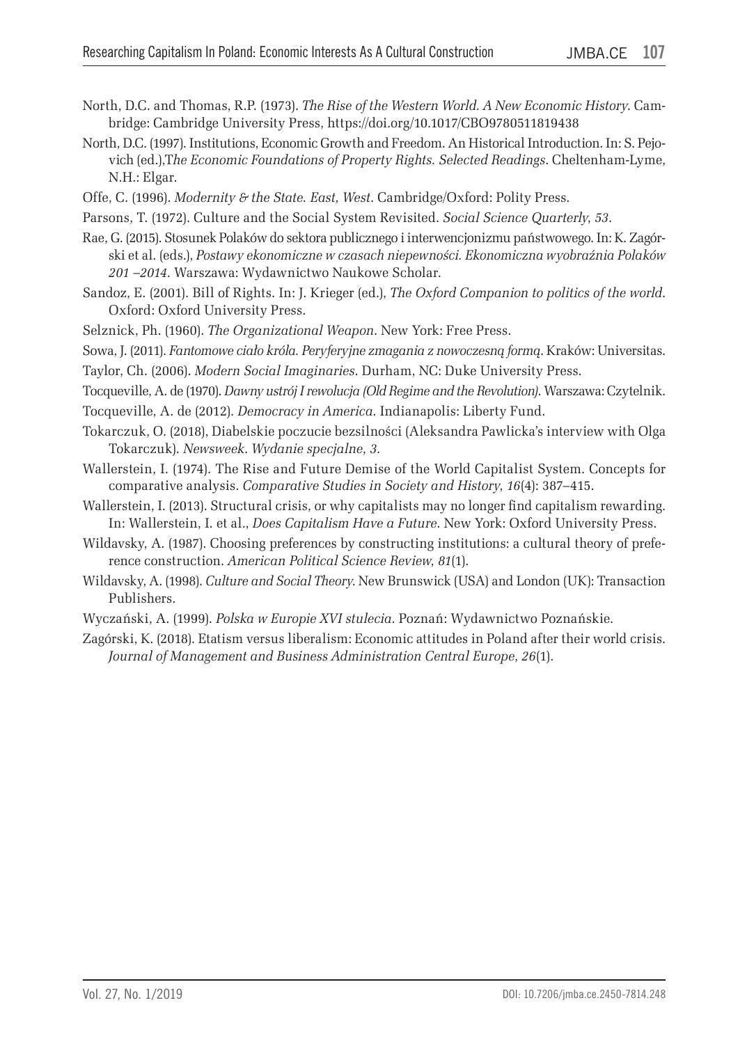North, D.C. and Thomas, R.P. (1973). *The Rise of the Western World. A New Economic History*. Cambridge: Cambridge University Press, https://doi.org/10.1017/CBO9780511819438

North, D.C. (1997). Institutions, Economic Growth and Freedom. An Historical Introduction. In: S. Pejovich (ed.),T*he Economic Foundations of Property Rights. Selected Readings*. Cheltenham-Lyme, N.H.: Elgar.

Offe, C. (1996). *Modernity & the State. East, West*. Cambridge/Oxford: Polity Press.

Parsons, T. (1972). Culture and the Social System Revisited. *Social Science Quarterly*, *53*.

Rae, G. (2015). Stosunek Polaków do sektora publicznego i interwencjonizmu państwowego. In: K. Zagórski et al. (eds.), *Postawy ekonomiczne w czasach niepewności. Ekonomiczna wyobraźnia Polaków 201 –2014*. Warszawa: Wydawnictwo Naukowe Scholar.

Sandoz, E. (2001). Bill of Rights. In: J. Krieger (ed.), *The Oxford Companion to politics of the world*. Oxford: Oxford University Press.

Selznick, Ph. (1960). *The Organizational Weapon*. New York: Free Press.

Sowa, J. (2011). *Fantomowe ciało króla. Peryferyjne zmagania z nowoczesną formą*. Kraków: Universitas.

Taylor, Ch. (2006). *Modern Social Imaginaries*. Durham, NC: Duke University Press.

Tocqueville, A. de (1970). *Dawny ustrój I rewolucja (Old Regime and the Revolution)*. Warszawa: Czytelnik.

Tocqueville, A. de (2012). *Democracy in America*. Indianapolis: Liberty Fund.

Tokarczuk, O. (2018), Diabelskie poczucie bezsilności (Aleksandra Pawlicka's interview with Olga Tokarczuk). *Newsweek*. *Wydanie specjalne*, *3*.

Wallerstein, I. (1974). The Rise and Future Demise of the World Capitalist System. Concepts for comparative analysis. *Comparative Studies in Society and History*, *16*(4): 387–415.

Wallerstein, I. (2013). Structural crisis, or why capitalists may no longer find capitalism rewarding. In: Wallerstein, I. et al., *Does Capitalism Have a Future*. New York: Oxford University Press.

Wildavsky, A. (1987). Choosing preferences by constructing institutions: a cultural theory of preference construction. *American Political Science Review*, *81*(1).

Wildavsky, A. (1998). *Culture and Social Theory*. New Brunswick (USA) and London (UK): Transaction Publishers.

Wyczański, A. (1999). *Polska w Europie XVI stulecia*. Poznań: Wydawnictwo Poznańskie.

Zagórski, K. (2018). Etatism versus liberalism: Economic attitudes in Poland after their world crisis. *Journal of Management and Business Administration Central Europe*, *26*(1).